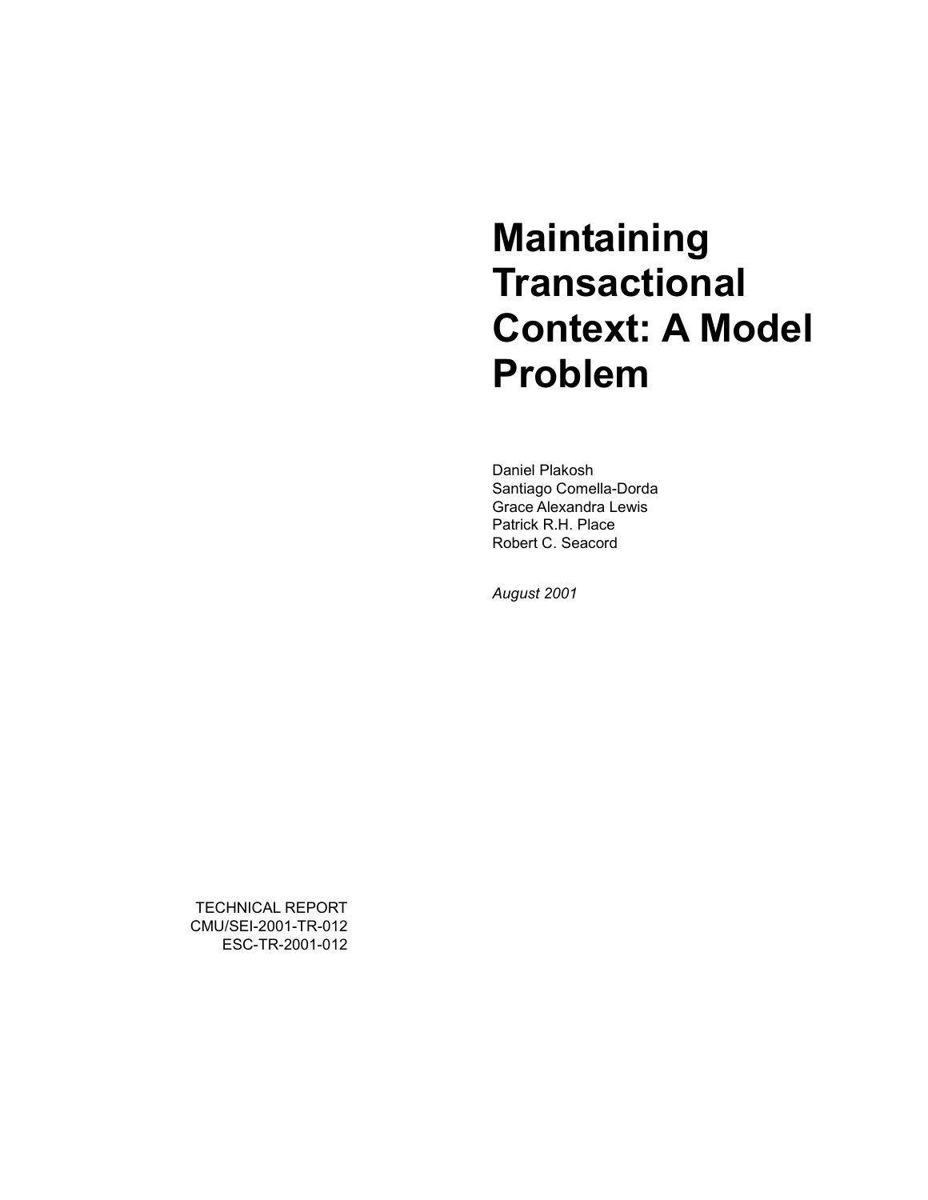# Maintaining Transactional Context: A Model Problem

Daniel Plakosh
Santiago Comella-Dorda
Grace Alexandra Lewis
Patrick R.H. Place
Robert C. Seacord

*August 2001*

TECHNICAL REPORT
CMU/SEI-2001-TR-012
ESC-TR-2001-012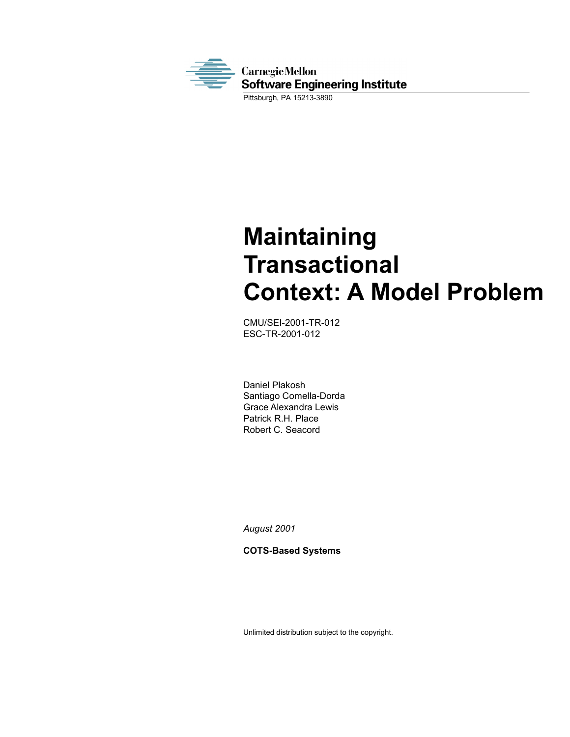Carnegie Mellon
Software Engineering Institute
Pittsburgh, PA 15213-3890

# Maintaining Transactional Context: A Model Problem

CMU/SEI-2001-TR-012
ESC-TR-2001-012

Daniel Plakosh
Santiago Comella-Dorda
Grace Alexandra Lewis
Patrick R.H. Place
Robert C. Seacord

*August 2001*

**COTS-Based Systems**

Unlimited distribution subject to the copyright.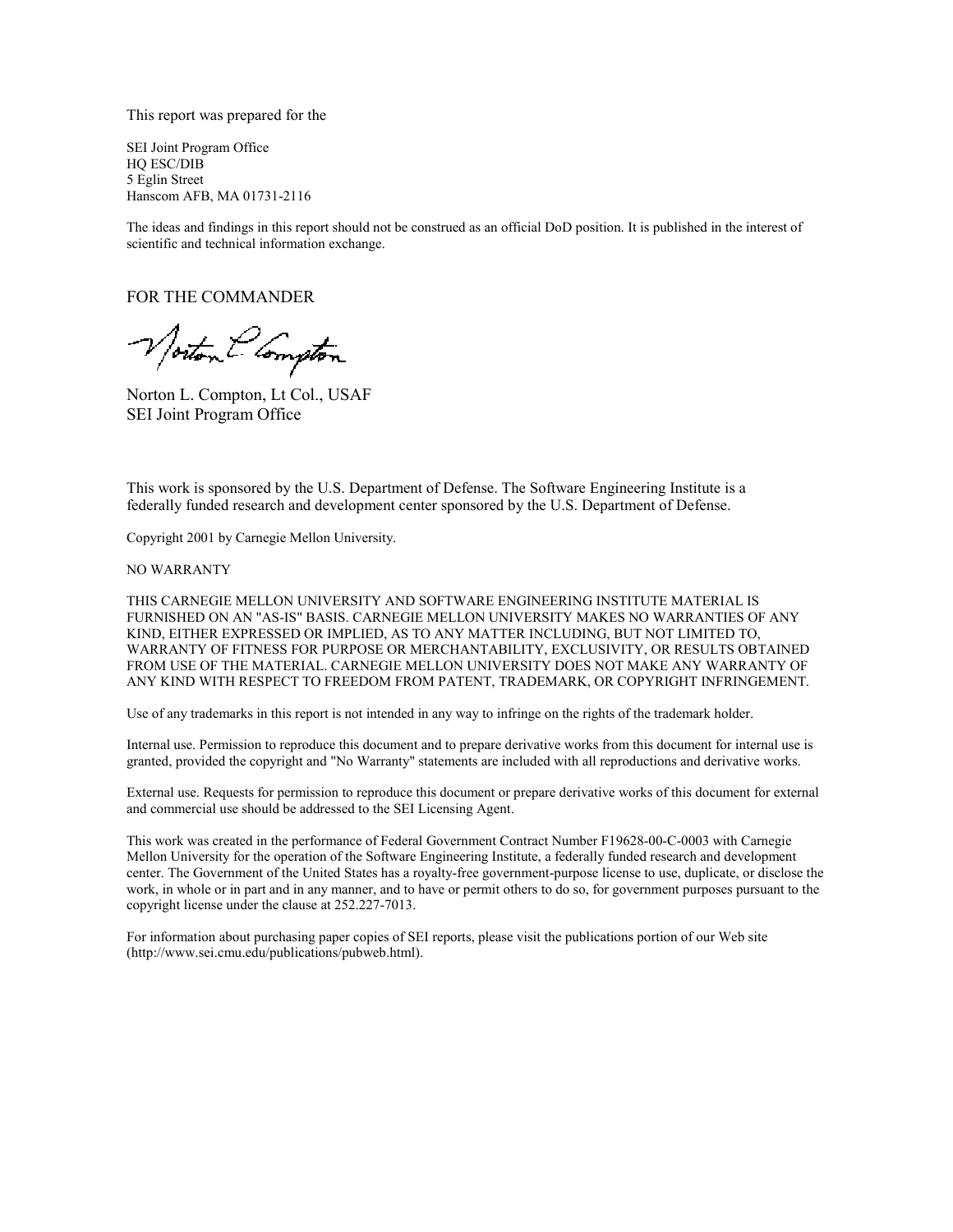This report was prepared for the

SEI Joint Program Office
HQ ESC/DIB
5 Eglin Street
Hanscom AFB, MA 01731-2116

The ideas and findings in this report should not be construed as an official DoD position. It is published in the interest of scientific and technical information exchange.

FOR THE COMMANDER

Norton L. Compton, Lt Col., USAF
SEI Joint Program Office

This work is sponsored by the U.S. Department of Defense. The Software Engineering Institute is a federally funded research and development center sponsored by the U.S. Department of Defense.

Copyright 2001 by Carnegie Mellon University.

NO WARRANTY

THIS CARNEGIE MELLON UNIVERSITY AND SOFTWARE ENGINEERING INSTITUTE MATERIAL IS FURNISHED ON AN "AS-IS" BASIS. CARNEGIE MELLON UNIVERSITY MAKES NO WARRANTIES OF ANY KIND, EITHER EXPRESSED OR IMPLIED, AS TO ANY MATTER INCLUDING, BUT NOT LIMITED TO, WARRANTY OF FITNESS FOR PURPOSE OR MERCHANTABILITY, EXCLUSIVITY, OR RESULTS OBTAINED FROM USE OF THE MATERIAL. CARNEGIE MELLON UNIVERSITY DOES NOT MAKE ANY WARRANTY OF ANY KIND WITH RESPECT TO FREEDOM FROM PATENT, TRADEMARK, OR COPYRIGHT INFRINGEMENT.

Use of any trademarks in this report is not intended in any way to infringe on the rights of the trademark holder.

Internal use. Permission to reproduce this document and to prepare derivative works from this document for internal use is granted, provided the copyright and "No Warranty" statements are included with all reproductions and derivative works.

External use. Requests for permission to reproduce this document or prepare derivative works of this document for external and commercial use should be addressed to the SEI Licensing Agent.

This work was created in the performance of Federal Government Contract Number F19628-00-C-0003 with Carnegie Mellon University for the operation of the Software Engineering Institute, a federally funded research and development center. The Government of the United States has a royalty-free government-purpose license to use, duplicate, or disclose the work, in whole or in part and in any manner, and to have or permit others to do so, for government purposes pursuant to the copyright license under the clause at 252.227-7013.

For information about purchasing paper copies of SEI reports, please visit the publications portion of our Web site (http://www.sei.cmu.edu/publications/pubweb.html).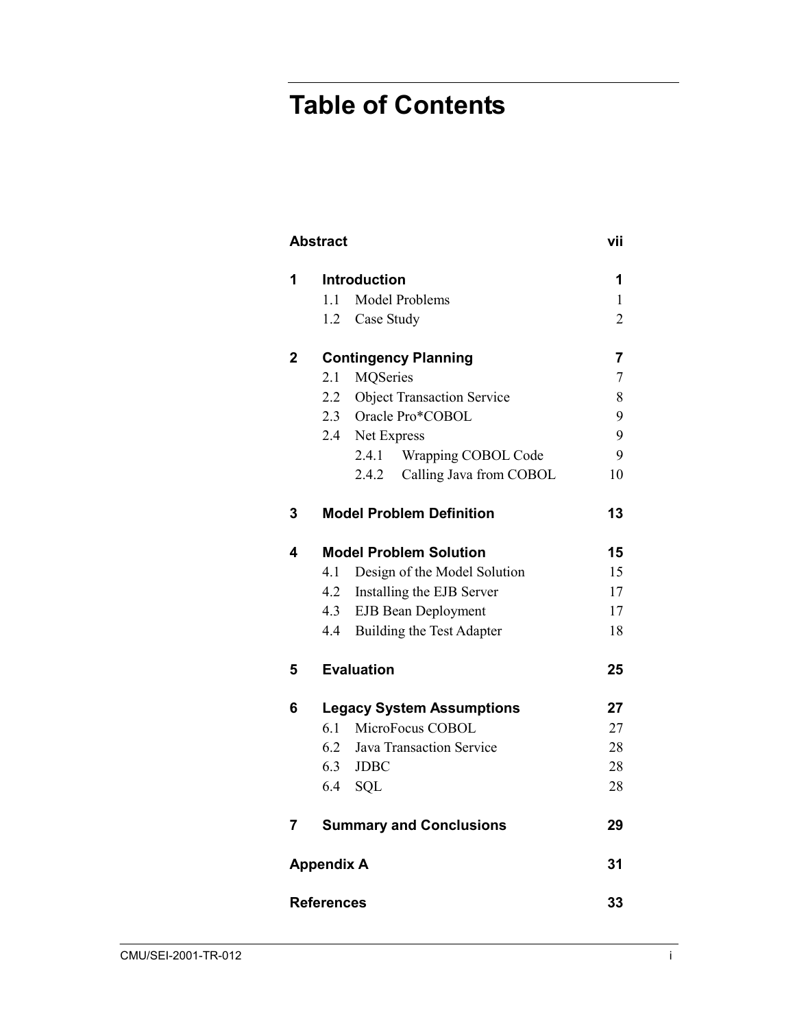# Table of Contents

| | | |
|---|---|---|
| **Abstract** | | **vii** |
| **1** | **Introduction** | **1** |
| | 1.1 Model Problems | 1 |
| | 1.2 Case Study | 2 |
| **2** | **Contingency Planning** | **7** |
| | 2.1 MQSeries | 7 |
| | 2.2 Object Transaction Service | 8 |
| | 2.3 Oracle Pro*COBOL | 9 |
| | 2.4 Net Express | 9 |
| | 2.4.1 Wrapping COBOL Code | 9 |
| | 2.4.2 Calling Java from COBOL | 10 |
| **3** | **Model Problem Definition** | **13** |
| **4** | **Model Problem Solution** | **15** |
| | 4.1 Design of the Model Solution | 15 |
| | 4.2 Installing the EJB Server | 17 |
| | 4.3 EJB Bean Deployment | 17 |
| | 4.4 Building the Test Adapter | 18 |
| **5** | **Evaluation** | **25** |
| **6** | **Legacy System Assumptions** | **27** |
| | 6.1 MicroFocus COBOL | 27 |
| | 6.2 Java Transaction Service | 28 |
| | 6.3 JDBC | 28 |
| | 6.4 SQL | 28 |
| **7** | **Summary and Conclusions** | **29** |
| **Appendix A** | | **31** |
| **References** | | **33** |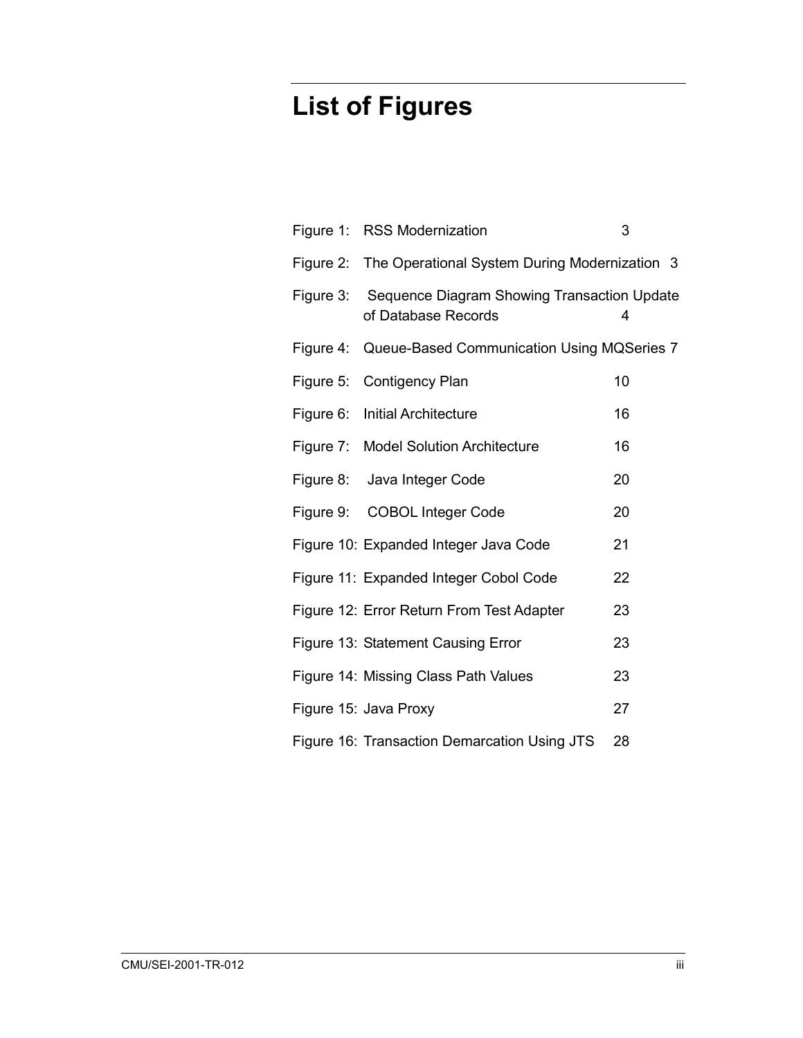# List of Figures

| | | |
|---|---|---|
| Figure 1: | RSS Modernization | 3 |
| Figure 2: | The Operational System During Modernization | 3 |
| Figure 3: | Sequence Diagram Showing Transaction Update of Database Records | 4 |
| Figure 4: | Queue-Based Communication Using MQSeries | 7 |
| Figure 5: | Contigency Plan | 10 |
| Figure 6: | Initial Architecture | 16 |
| Figure 7: | Model Solution Architecture | 16 |
| Figure 8: | Java Integer Code | 20 |
| Figure 9: | COBOL Integer Code | 20 |
| Figure 10: | Expanded Integer Java Code | 21 |
| Figure 11: | Expanded Integer Cobol Code | 22 |
| Figure 12: | Error Return From Test Adapter | 23 |
| Figure 13: | Statement Causing Error | 23 |
| Figure 14: | Missing Class Path Values | 23 |
| Figure 15: | Java Proxy | 27 |
| Figure 16: | Transaction Demarcation Using JTS | 28 |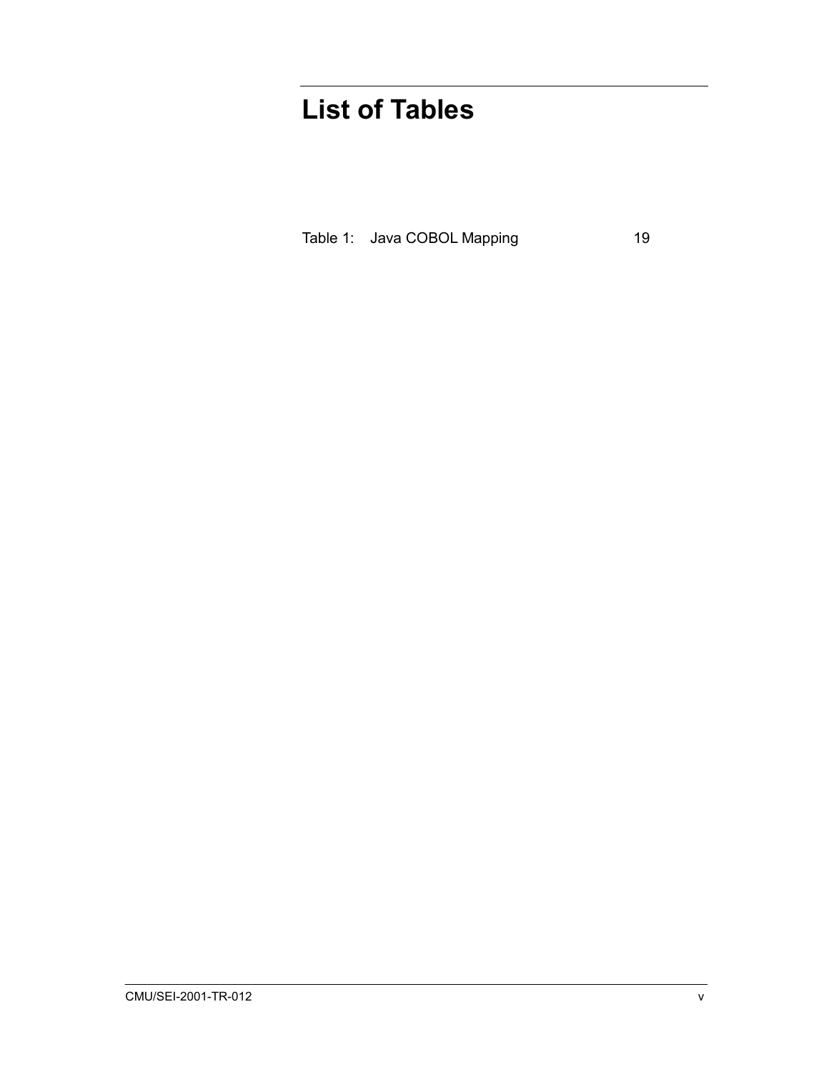# List of Tables

Table 1: Java COBOL Mapping 19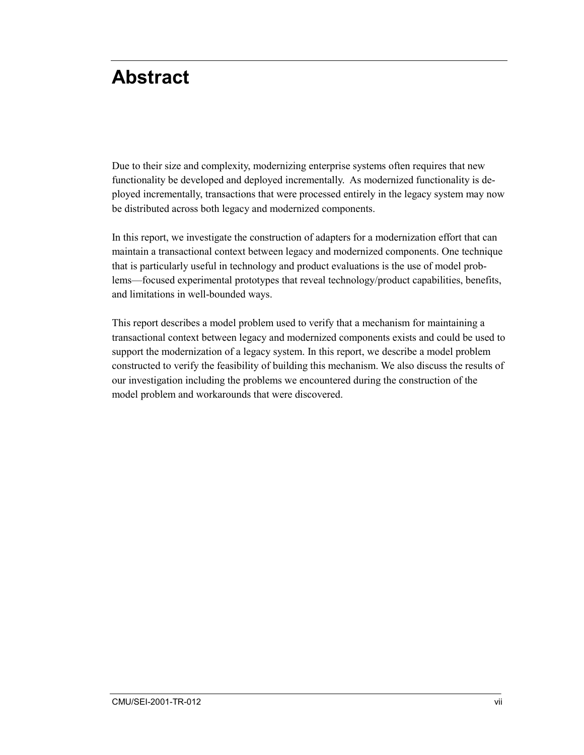# Abstract

Due to their size and complexity, modernizing enterprise systems often requires that new functionality be developed and deployed incrementally. As modernized functionality is deployed incrementally, transactions that were processed entirely in the legacy system may now be distributed across both legacy and modernized components.

In this report, we investigate the construction of adapters for a modernization effort that can maintain a transactional context between legacy and modernized components. One technique that is particularly useful in technology and product evaluations is the use of model problems—focused experimental prototypes that reveal technology/product capabilities, benefits, and limitations in well-bounded ways.

This report describes a model problem used to verify that a mechanism for maintaining a transactional context between legacy and modernized components exists and could be used to support the modernization of a legacy system. In this report, we describe a model problem constructed to verify the feasibility of building this mechanism. We also discuss the results of our investigation including the problems we encountered during the construction of the model problem and workarounds that were discovered.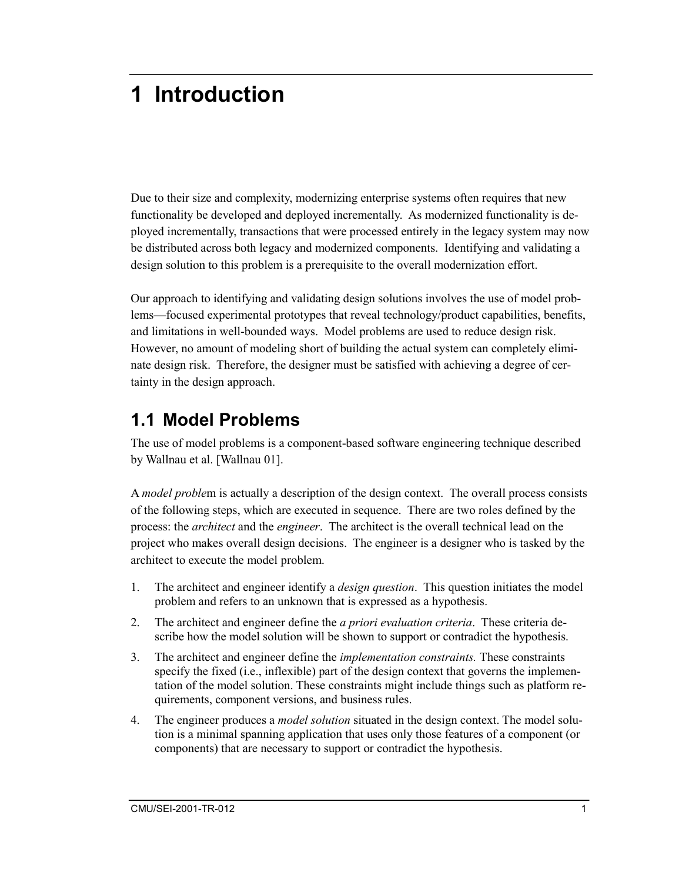# 1 Introduction

Due to their size and complexity, modernizing enterprise systems often requires that new functionality be developed and deployed incrementally. As modernized functionality is deployed incrementally, transactions that were processed entirely in the legacy system may now be distributed across both legacy and modernized components. Identifying and validating a design solution to this problem is a prerequisite to the overall modernization effort.

Our approach to identifying and validating design solutions involves the use of model problems—focused experimental prototypes that reveal technology/product capabilities, benefits, and limitations in well-bounded ways. Model problems are used to reduce design risk. However, no amount of modeling short of building the actual system can completely eliminate design risk. Therefore, the designer must be satisfied with achieving a degree of certainty in the design approach.

## 1.1 Model Problems

The use of model problems is a component-based software engineering technique described by Wallnau et al. [Wallnau 01].

A *model problem* is actually a description of the design context. The overall process consists of the following steps, which are executed in sequence. There are two roles defined by the process: the *architect* and the *engineer*. The architect is the overall technical lead on the project who makes overall design decisions. The engineer is a designer who is tasked by the architect to execute the model problem.

1. The architect and engineer identify a *design question*. This question initiates the model problem and refers to an unknown that is expressed as a hypothesis.
2. The architect and engineer define the *a priori evaluation criteria*. These criteria describe how the model solution will be shown to support or contradict the hypothesis.
3. The architect and engineer define the *implementation constraints.* These constraints specify the fixed (i.e., inflexible) part of the design context that governs the implementation of the model solution. These constraints might include things such as platform requirements, component versions, and business rules.
4. The engineer produces a *model solution* situated in the design context. The model solution is a minimal spanning application that uses only those features of a component (or components) that are necessary to support or contradict the hypothesis.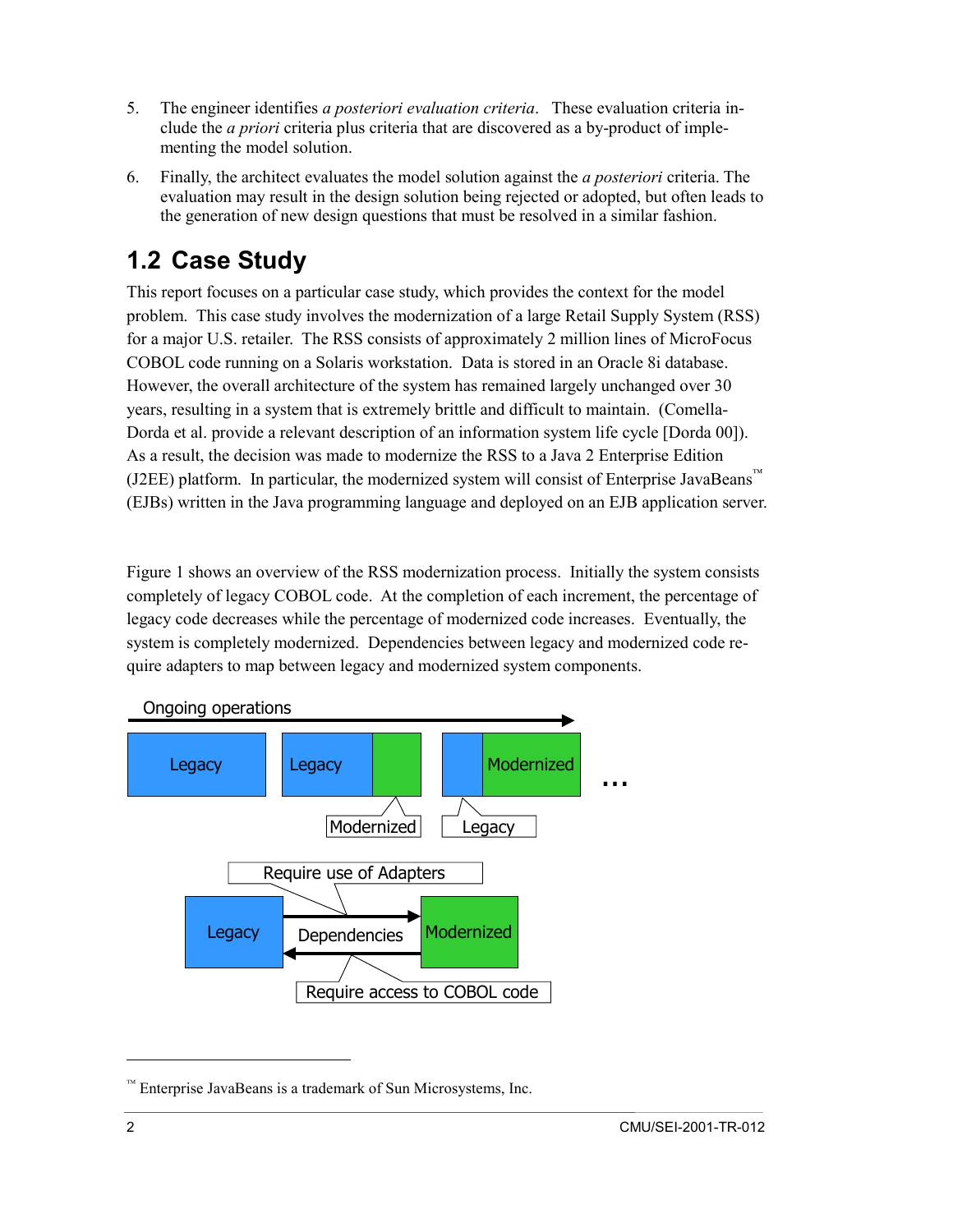5. The engineer identifies *a posteriori evaluation criteria*. These evaluation criteria include the *a priori* criteria plus criteria that are discovered as a by-product of implementing the model solution.

6. Finally, the architect evaluates the model solution against the *a posteriori* criteria. The evaluation may result in the design solution being rejected or adopted, but often leads to the generation of new design questions that must be resolved in a similar fashion.

## 1.2 Case Study

This report focuses on a particular case study, which provides the context for the model problem. This case study involves the modernization of a large Retail Supply System (RSS) for a major U.S. retailer. The RSS consists of approximately 2 million lines of MicroFocus COBOL code running on a Solaris workstation. Data is stored in an Oracle 8i database. However, the overall architecture of the system has remained largely unchanged over 30 years, resulting in a system that is extremely brittle and difficult to maintain. (Comella-Dorda et al. provide a relevant description of an information system life cycle [Dorda 00]). As a result, the decision was made to modernize the RSS to a Java 2 Enterprise Edition (J2EE) platform. In particular, the modernized system will consist of Enterprise JavaBeans™ (EJBs) written in the Java programming language and deployed on an EJB application server.

Figure 1 shows an overview of the RSS modernization process. Initially the system consists completely of legacy COBOL code. At the completion of each increment, the percentage of legacy code decreases while the percentage of modernized code increases. Eventually, the system is completely modernized. Dependencies between legacy and modernized code require adapters to map between legacy and modernized system components.

---

™ Enterprise JavaBeans is a trademark of Sun Microsystems, Inc.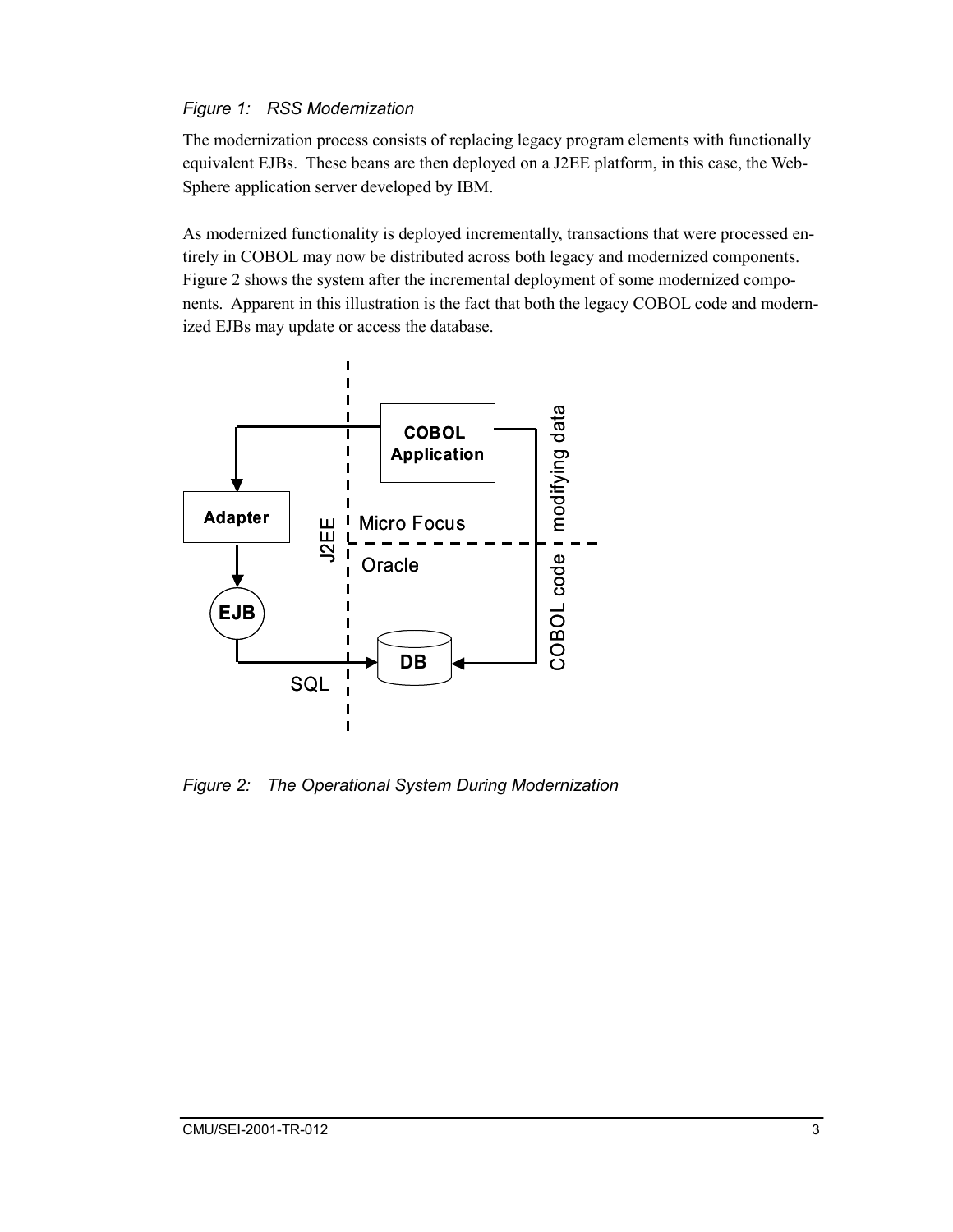*Figure 1: RSS Modernization*

The modernization process consists of replacing legacy program elements with functionally equivalent EJBs. These beans are then deployed on a J2EE platform, in this case, the WebSphere application server developed by IBM.

As modernized functionality is deployed incrementally, transactions that were processed entirely in COBOL may now be distributed across both legacy and modernized components. Figure 2 shows the system after the incremental deployment of some modernized components. Apparent in this illustration is the fact that both the legacy COBOL code and modernized EJBs may update or access the database.

*Figure 2: The Operational System During Modernization*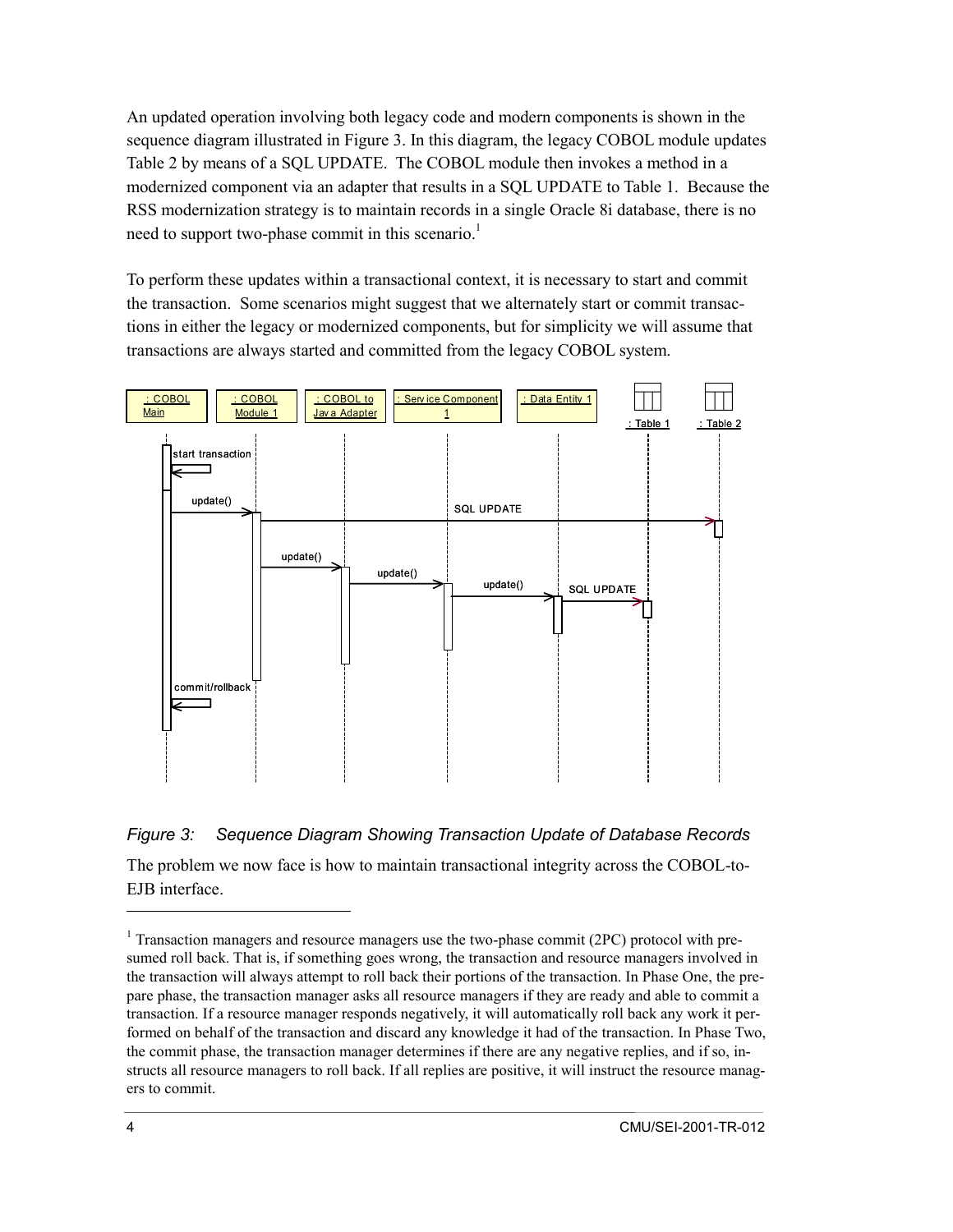An updated operation involving both legacy code and modern components is shown in the sequence diagram illustrated in Figure 3. In this diagram, the legacy COBOL module updates Table 2 by means of a SQL UPDATE. The COBOL module then invokes a method in a modernized component via an adapter that results in a SQL UPDATE to Table 1. Because the RSS modernization strategy is to maintain records in a single Oracle 8i database, there is no need to support two-phase commit in this scenario.[1]

To perform these updates within a transactional context, it is necessary to start and commit the transaction. Some scenarios might suggest that we alternately start or commit transactions in either the legacy or modernized components, but for simplicity we will assume that transactions are always started and committed from the legacy COBOL system.

*Figure 3: Sequence Diagram Showing Transaction Update of Database Records*

The problem we now face is how to maintain transactional integrity across the COBOL-to-EJB interface.

---

[1] Transaction managers and resource managers use the two-phase commit (2PC) protocol with presumed roll back. That is, if something goes wrong, the transaction and resource managers involved in the transaction will always attempt to roll back their portions of the transaction. In Phase One, the prepare phase, the transaction manager asks all resource managers if they are ready and able to commit a transaction. If a resource manager responds negatively, it will automatically roll back any work it performed on behalf of the transaction and discard any knowledge it had of the transaction. In Phase Two, the commit phase, the transaction manager determines if there are any negative replies, and if so, instructs all resource managers to roll back. If all replies are positive, it will instruct the resource managers to commit.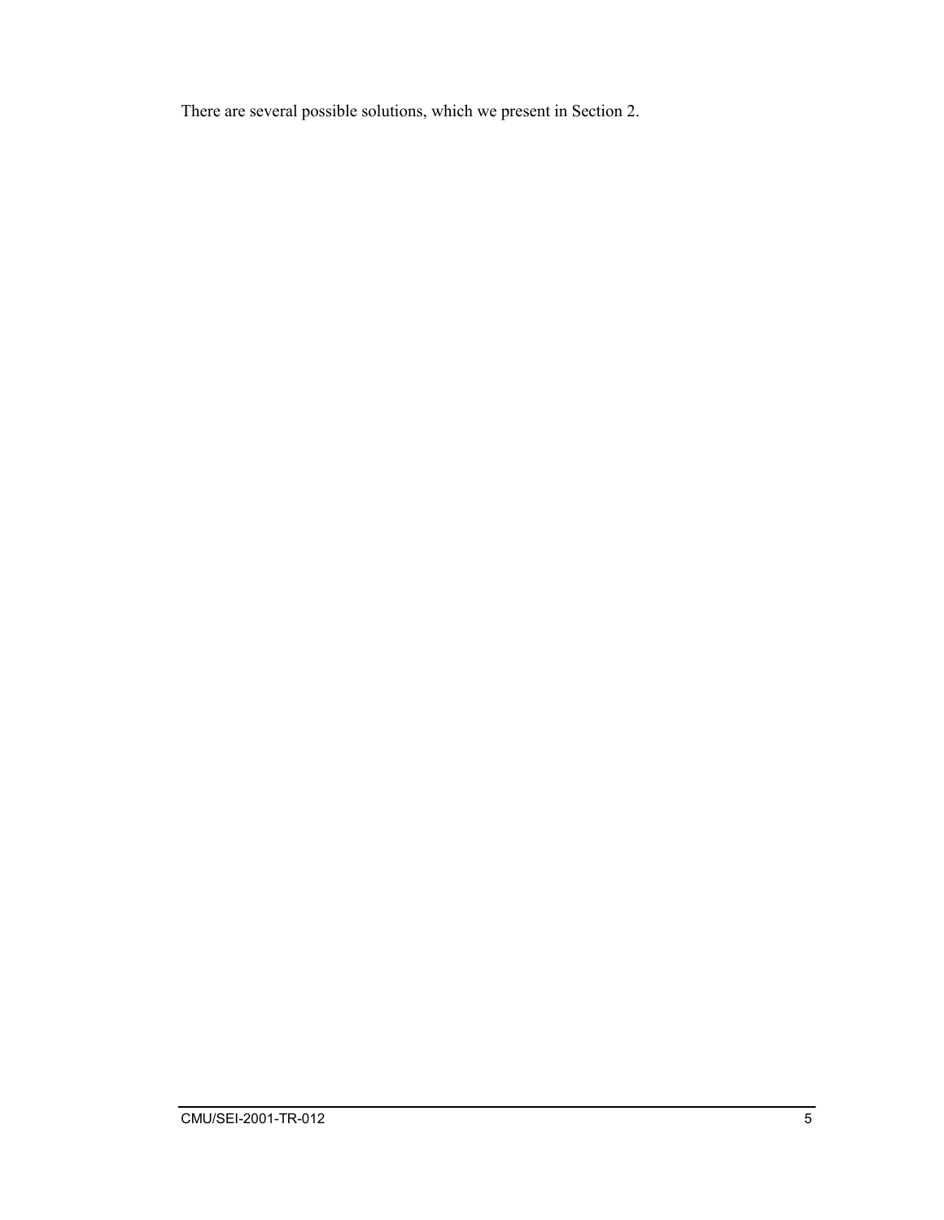There are several possible solutions, which we present in Section 2.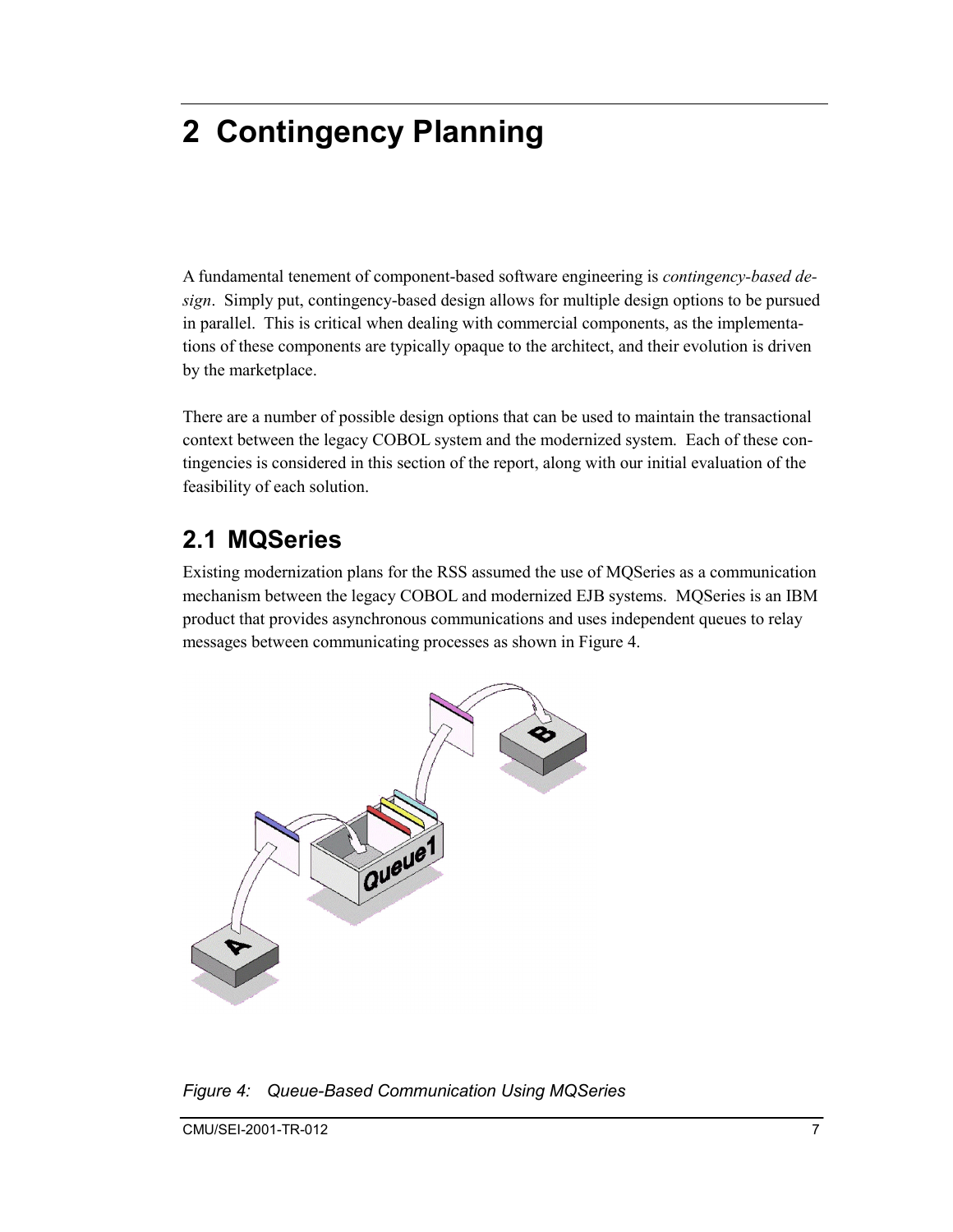# 2 Contingency Planning

A fundamental tenement of component-based software engineering is *contingency-based design*. Simply put, contingency-based design allows for multiple design options to be pursued in parallel. This is critical when dealing with commercial components, as the implementations of these components are typically opaque to the architect, and their evolution is driven by the marketplace.

There are a number of possible design options that can be used to maintain the transactional context between the legacy COBOL system and the modernized system. Each of these contingencies is considered in this section of the report, along with our initial evaluation of the feasibility of each solution.

## 2.1 MQSeries

Existing modernization plans for the RSS assumed the use of MQSeries as a communication mechanism between the legacy COBOL and modernized EJB systems. MQSeries is an IBM product that provides asynchronous communications and uses independent queues to relay messages between communicating processes as shown in Figure 4.

*Figure 4: Queue-Based Communication Using MQSeries*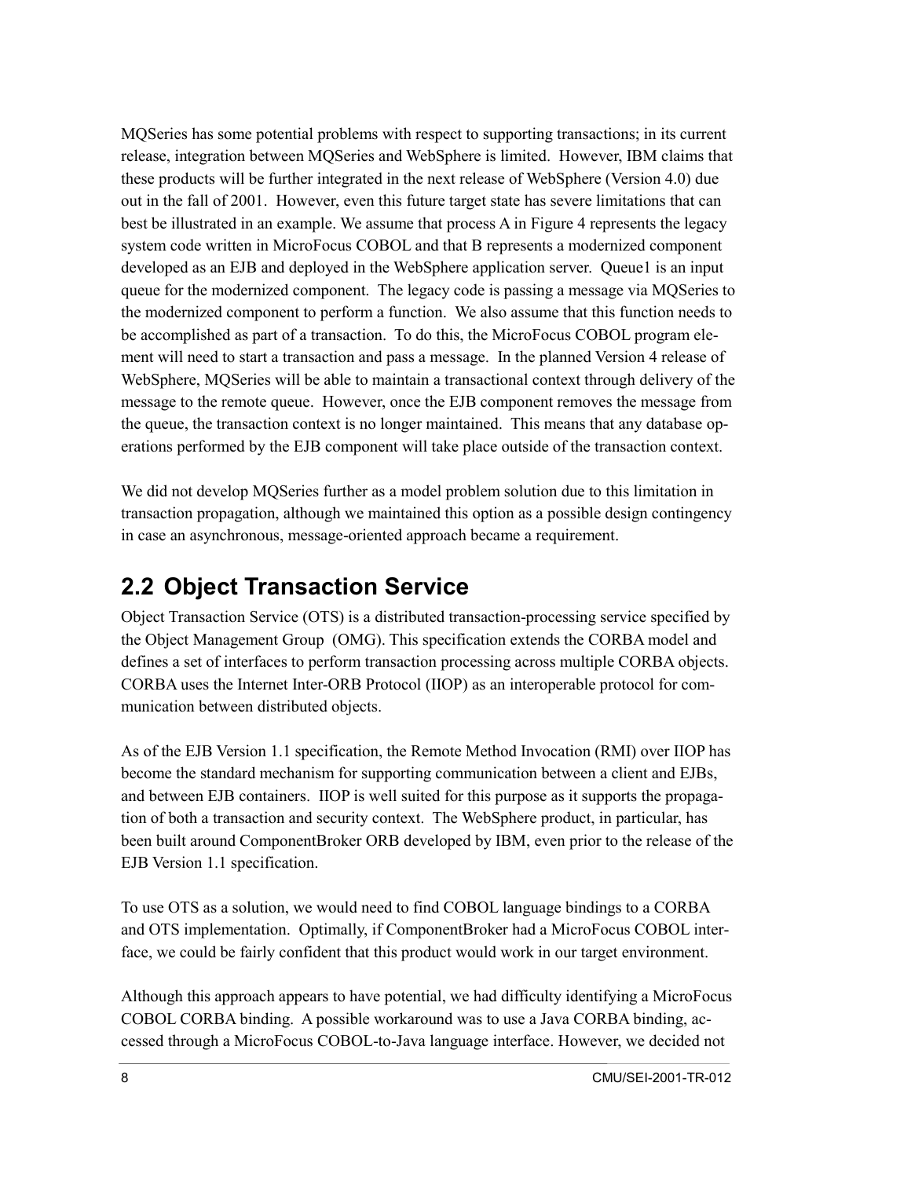MQSeries has some potential problems with respect to supporting transactions; in its current release, integration between MQSeries and WebSphere is limited. However, IBM claims that these products will be further integrated in the next release of WebSphere (Version 4.0) due out in the fall of 2001. However, even this future target state has severe limitations that can best be illustrated in an example. We assume that process A in Figure 4 represents the legacy system code written in MicroFocus COBOL and that B represents a modernized component developed as an EJB and deployed in the WebSphere application server. Queue1 is an input queue for the modernized component. The legacy code is passing a message via MQSeries to the modernized component to perform a function. We also assume that this function needs to be accomplished as part of a transaction. To do this, the MicroFocus COBOL program element will need to start a transaction and pass a message. In the planned Version 4 release of WebSphere, MQSeries will be able to maintain a transactional context through delivery of the message to the remote queue. However, once the EJB component removes the message from the queue, the transaction context is no longer maintained. This means that any database operations performed by the EJB component will take place outside of the transaction context.

We did not develop MQSeries further as a model problem solution due to this limitation in transaction propagation, although we maintained this option as a possible design contingency in case an asynchronous, message-oriented approach became a requirement.

## 2.2 Object Transaction Service

Object Transaction Service (OTS) is a distributed transaction-processing service specified by the Object Management Group (OMG). This specification extends the CORBA model and defines a set of interfaces to perform transaction processing across multiple CORBA objects. CORBA uses the Internet Inter-ORB Protocol (IIOP) as an interoperable protocol for communication between distributed objects.

As of the EJB Version 1.1 specification, the Remote Method Invocation (RMI) over IIOP has become the standard mechanism for supporting communication between a client and EJBs, and between EJB containers. IIOP is well suited for this purpose as it supports the propagation of both a transaction and security context. The WebSphere product, in particular, has been built around ComponentBroker ORB developed by IBM, even prior to the release of the EJB Version 1.1 specification.

To use OTS as a solution, we would need to find COBOL language bindings to a CORBA and OTS implementation. Optimally, if ComponentBroker had a MicroFocus COBOL interface, we could be fairly confident that this product would work in our target environment.

Although this approach appears to have potential, we had difficulty identifying a MicroFocus COBOL CORBA binding. A possible workaround was to use a Java CORBA binding, accessed through a MicroFocus COBOL-to-Java language interface. However, we decided not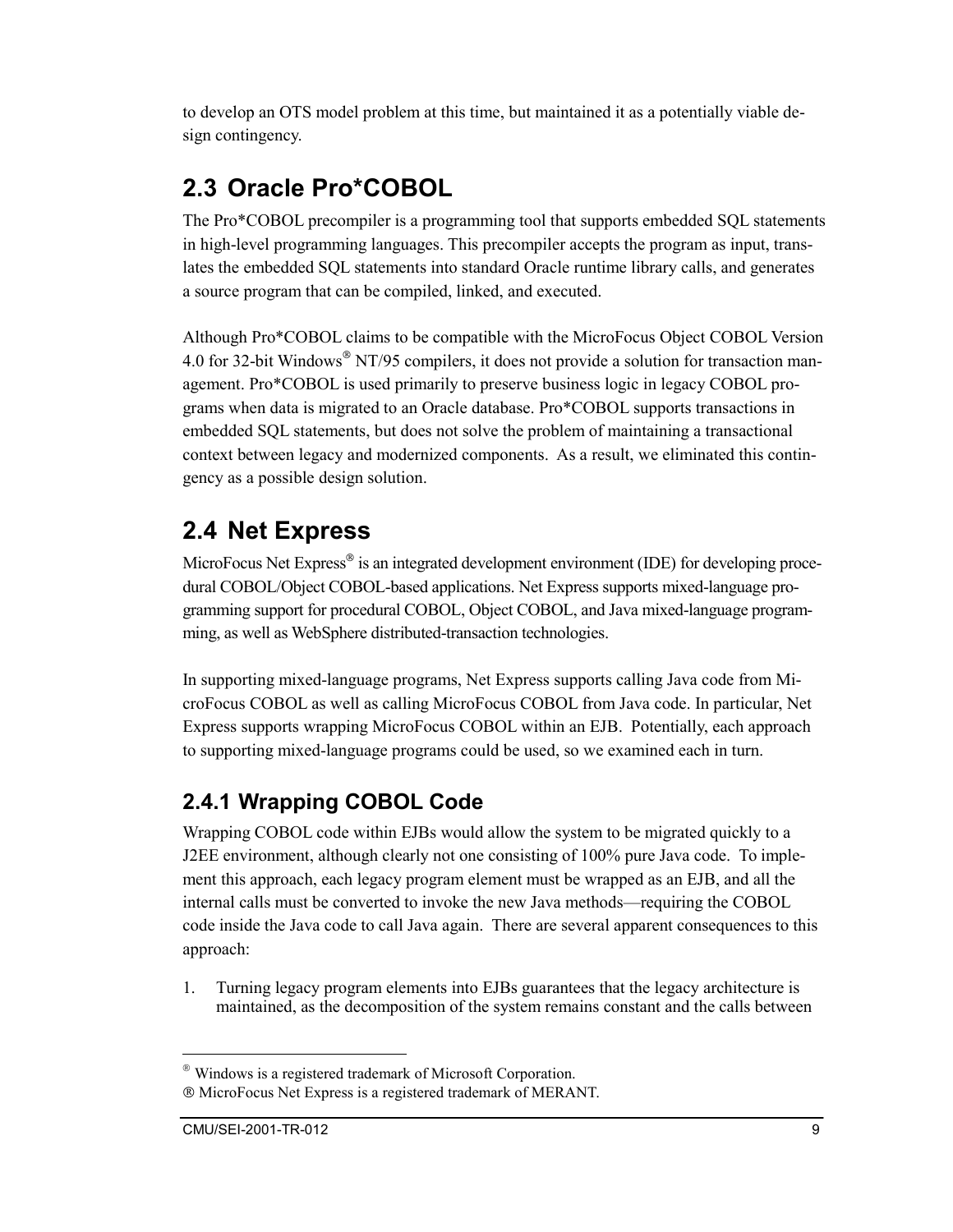to develop an OTS model problem at this time, but maintained it as a potentially viable design contingency.

## 2.3 Oracle Pro*COBOL

The Pro*COBOL precompiler is a programming tool that supports embedded SQL statements in high-level programming languages. This precompiler accepts the program as input, translates the embedded SQL statements into standard Oracle runtime library calls, and generates a source program that can be compiled, linked, and executed.

Although Pro*COBOL claims to be compatible with the MicroFocus Object COBOL Version 4.0 for 32-bit Windows® NT/95 compilers, it does not provide a solution for transaction management. Pro*COBOL is used primarily to preserve business logic in legacy COBOL programs when data is migrated to an Oracle database. Pro*COBOL supports transactions in embedded SQL statements, but does not solve the problem of maintaining a transactional context between legacy and modernized components. As a result, we eliminated this contingency as a possible design solution.

## 2.4 Net Express

MicroFocus Net Express® is an integrated development environment (IDE) for developing procedural COBOL/Object COBOL-based applications. Net Express supports mixed-language programming support for procedural COBOL, Object COBOL, and Java mixed-language programming, as well as WebSphere distributed-transaction technologies.

In supporting mixed-language programs, Net Express supports calling Java code from MicroFocus COBOL as well as calling MicroFocus COBOL from Java code. In particular, Net Express supports wrapping MicroFocus COBOL within an EJB. Potentially, each approach to supporting mixed-language programs could be used, so we examined each in turn.

### 2.4.1 Wrapping COBOL Code

Wrapping COBOL code within EJBs would allow the system to be migrated quickly to a J2EE environment, although clearly not one consisting of 100% pure Java code. To implement this approach, each legacy program element must be wrapped as an EJB, and all the internal calls must be converted to invoke the new Java methods—requiring the COBOL code inside the Java code to call Java again. There are several apparent consequences to this approach:

1. Turning legacy program elements into EJBs guarantees that the legacy architecture is maintained, as the decomposition of the system remains constant and the calls between

---

® Windows is a registered trademark of Microsoft Corporation.

® MicroFocus Net Express is a registered trademark of MERANT.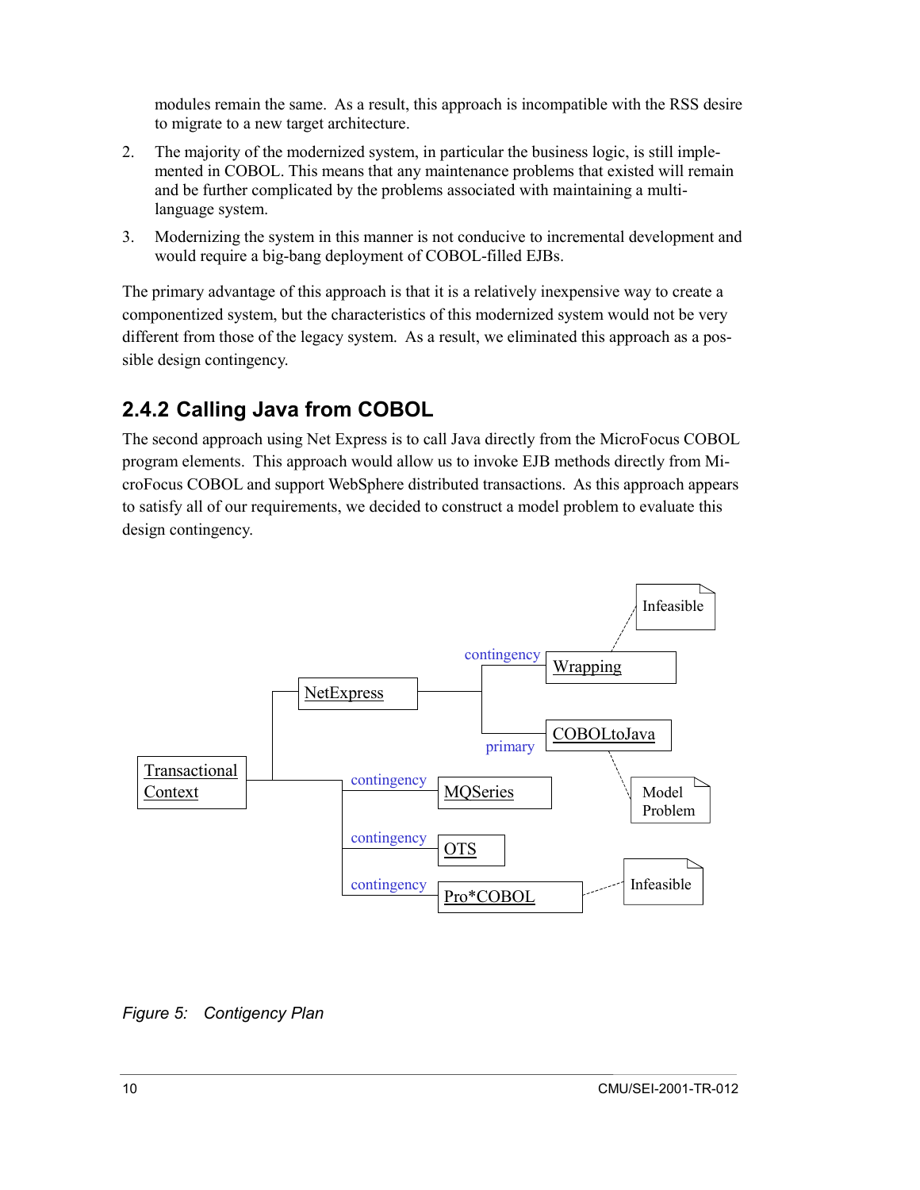modules remain the same. As a result, this approach is incompatible with the RSS desire to migrate to a new target architecture.

2. The majority of the modernized system, in particular the business logic, is still implemented in COBOL. This means that any maintenance problems that existed will remain and be further complicated by the problems associated with maintaining a multi-language system.

3. Modernizing the system in this manner is not conducive to incremental development and would require a big-bang deployment of COBOL-filled EJBs.

The primary advantage of this approach is that it is a relatively inexpensive way to create a componentized system, but the characteristics of this modernized system would not be very different from those of the legacy system. As a result, we eliminated this approach as a possible design contingency.

## 2.4.2 Calling Java from COBOL

The second approach using Net Express is to call Java directly from the MicroFocus COBOL program elements. This approach would allow us to invoke EJB methods directly from MicroFocus COBOL and support WebSphere distributed transactions. As this approach appears to satisfy all of our requirements, we decided to construct a model problem to evaluate this design contingency.

*Figure 5: Contigency Plan*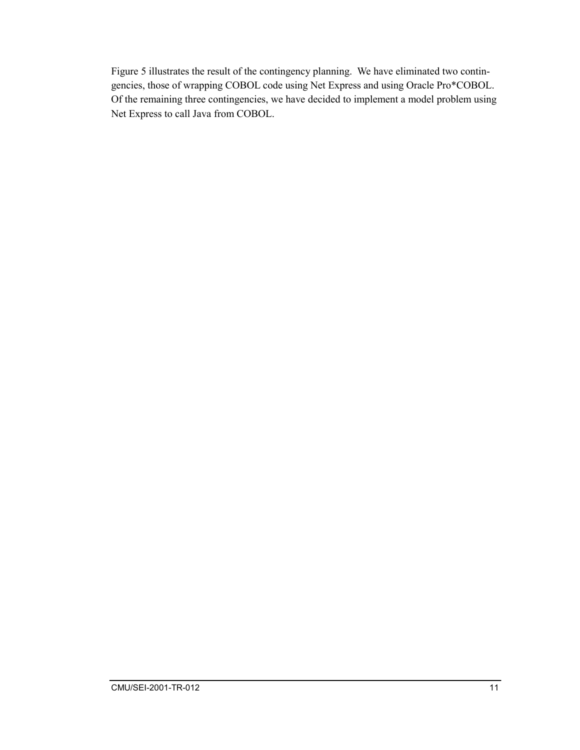Figure 5 illustrates the result of the contingency planning. We have eliminated two contingencies, those of wrapping COBOL code using Net Express and using Oracle Pro*COBOL. Of the remaining three contingencies, we have decided to implement a model problem using Net Express to call Java from COBOL.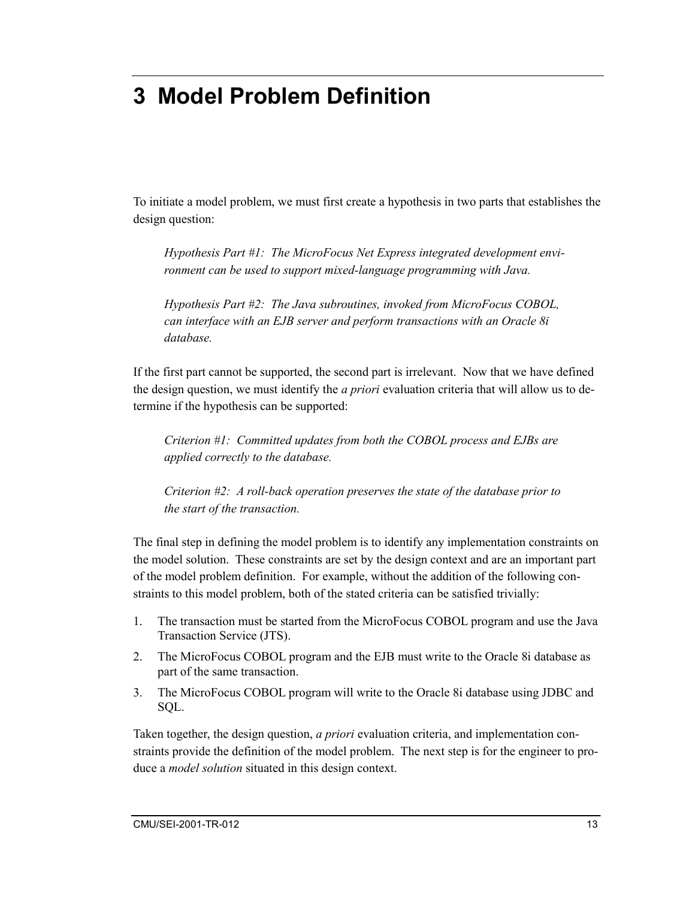# 3 Model Problem Definition

To initiate a model problem, we must first create a hypothesis in two parts that establishes the design question:

> *Hypothesis Part #1: The MicroFocus Net Express integrated development environment can be used to support mixed-language programming with Java.*
>
> *Hypothesis Part #2: The Java subroutines, invoked from MicroFocus COBOL, can interface with an EJB server and perform transactions with an Oracle 8i database.*

If the first part cannot be supported, the second part is irrelevant. Now that we have defined the design question, we must identify the *a priori* evaluation criteria that will allow us to determine if the hypothesis can be supported:

> *Criterion #1: Committed updates from both the COBOL process and EJBs are applied correctly to the database.*
>
> *Criterion #2: A roll-back operation preserves the state of the database prior to the start of the transaction.*

The final step in defining the model problem is to identify any implementation constraints on the model solution. These constraints are set by the design context and are an important part of the model problem definition. For example, without the addition of the following constraints to this model problem, both of the stated criteria can be satisfied trivially:

1. The transaction must be started from the MicroFocus COBOL program and use the Java Transaction Service (JTS).
2. The MicroFocus COBOL program and the EJB must write to the Oracle 8i database as part of the same transaction.
3. The MicroFocus COBOL program will write to the Oracle 8i database using JDBC and SQL.

Taken together, the design question, *a priori* evaluation criteria, and implementation constraints provide the definition of the model problem. The next step is for the engineer to produce a *model solution* situated in this design context.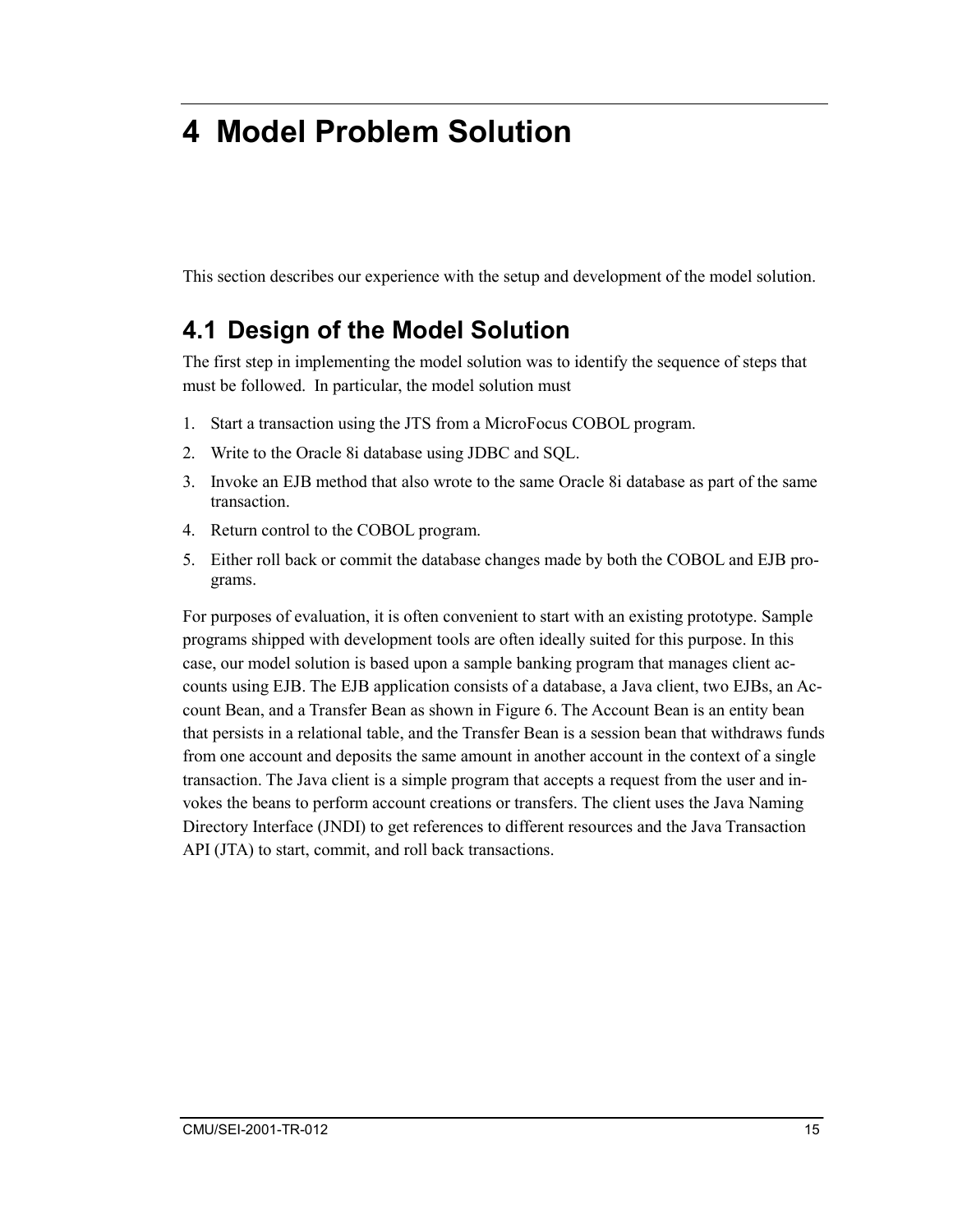# 4 Model Problem Solution

This section describes our experience with the setup and development of the model solution.

## 4.1 Design of the Model Solution

The first step in implementing the model solution was to identify the sequence of steps that must be followed. In particular, the model solution must

1. Start a transaction using the JTS from a MicroFocus COBOL program.
2. Write to the Oracle 8i database using JDBC and SQL.
3. Invoke an EJB method that also wrote to the same Oracle 8i database as part of the same transaction.
4. Return control to the COBOL program.
5. Either roll back or commit the database changes made by both the COBOL and EJB programs.

For purposes of evaluation, it is often convenient to start with an existing prototype. Sample programs shipped with development tools are often ideally suited for this purpose. In this case, our model solution is based upon a sample banking program that manages client accounts using EJB. The EJB application consists of a database, a Java client, two EJBs, an Account Bean, and a Transfer Bean as shown in Figure 6. The Account Bean is an entity bean that persists in a relational table, and the Transfer Bean is a session bean that withdraws funds from one account and deposits the same amount in another account in the context of a single transaction. The Java client is a simple program that accepts a request from the user and invokes the beans to perform account creations or transfers. The client uses the Java Naming Directory Interface (JNDI) to get references to different resources and the Java Transaction API (JTA) to start, commit, and roll back transactions.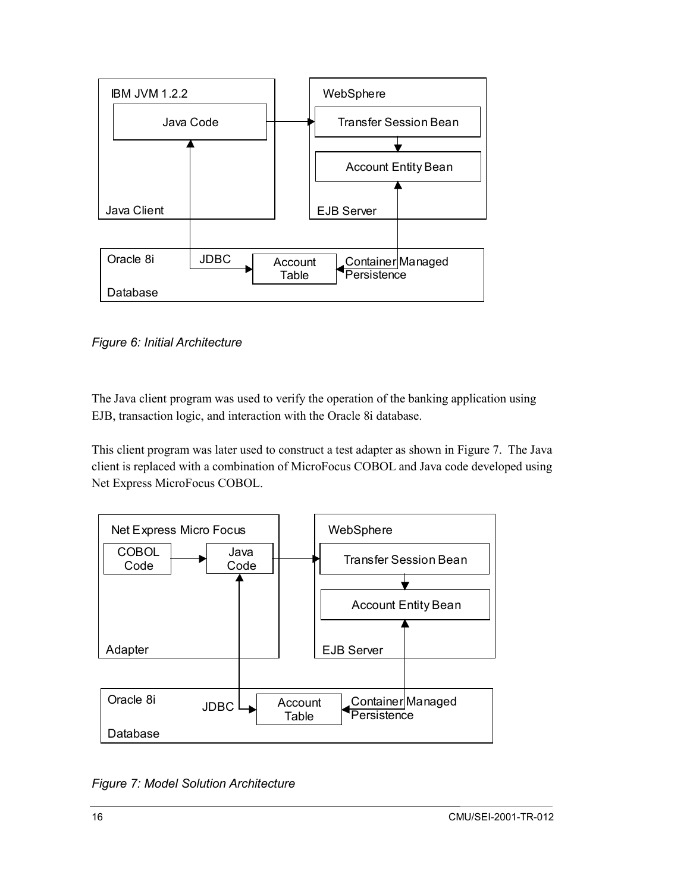*Figure 6: Initial Architecture*

The Java client program was used to verify the operation of the banking application using EJB, transaction logic, and interaction with the Oracle 8i database.

This client program was later used to construct a test adapter as shown in Figure 7. The Java client is replaced with a combination of MicroFocus COBOL and Java code developed using Net Express MicroFocus COBOL.

*Figure 7: Model Solution Architecture*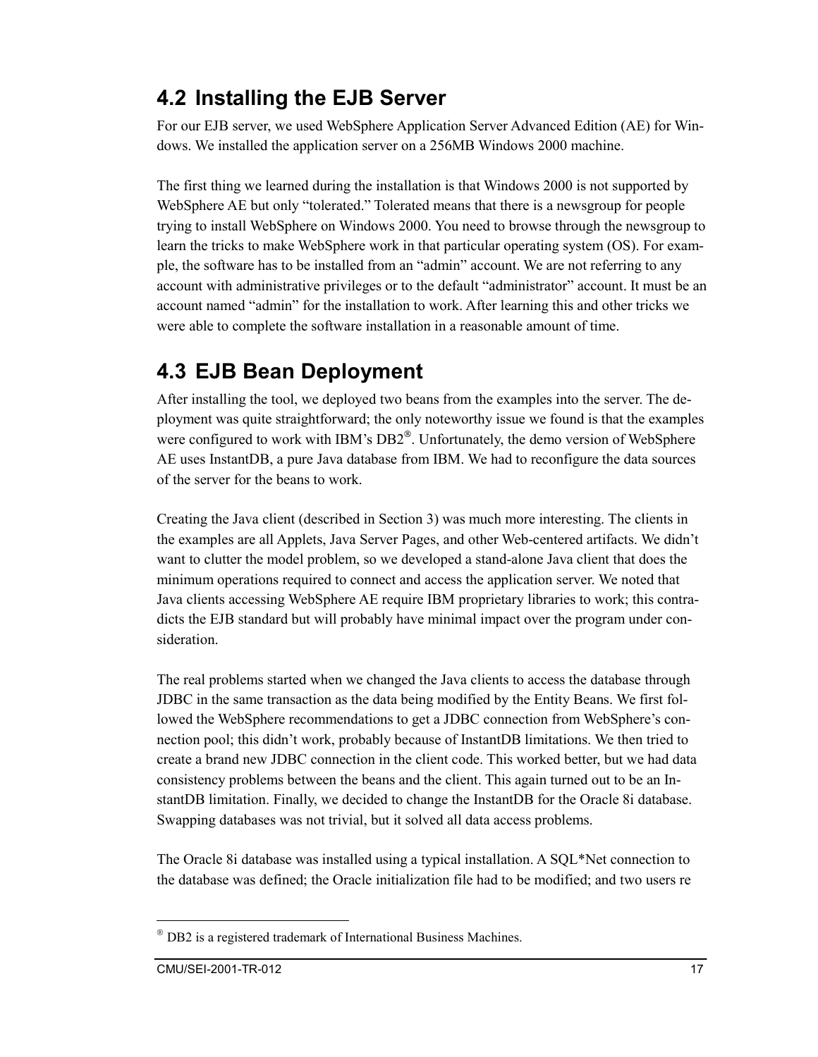## 4.2 Installing the EJB Server

For our EJB server, we used WebSphere Application Server Advanced Edition (AE) for Windows. We installed the application server on a 256MB Windows 2000 machine.

The first thing we learned during the installation is that Windows 2000 is not supported by WebSphere AE but only "tolerated." Tolerated means that there is a newsgroup for people trying to install WebSphere on Windows 2000. You need to browse through the newsgroup to learn the tricks to make WebSphere work in that particular operating system (OS). For example, the software has to be installed from an "admin" account. We are not referring to any account with administrative privileges or to the default "administrator" account. It must be an account named "admin" for the installation to work. After learning this and other tricks we were able to complete the software installation in a reasonable amount of time.

## 4.3 EJB Bean Deployment

After installing the tool, we deployed two beans from the examples into the server. The deployment was quite straightforward; the only noteworthy issue we found is that the examples were configured to work with IBM's DB2®. Unfortunately, the demo version of WebSphere AE uses InstantDB, a pure Java database from IBM. We had to reconfigure the data sources of the server for the beans to work.

Creating the Java client (described in Section 3) was much more interesting. The clients in the examples are all Applets, Java Server Pages, and other Web-centered artifacts. We didn't want to clutter the model problem, so we developed a stand-alone Java client that does the minimum operations required to connect and access the application server. We noted that Java clients accessing WebSphere AE require IBM proprietary libraries to work; this contradicts the EJB standard but will probably have minimal impact over the program under consideration.

The real problems started when we changed the Java clients to access the database through JDBC in the same transaction as the data being modified by the Entity Beans. We first followed the WebSphere recommendations to get a JDBC connection from WebSphere's connection pool; this didn't work, probably because of InstantDB limitations. We then tried to create a brand new JDBC connection in the client code. This worked better, but we had data consistency problems between the beans and the client. This again turned out to be an InstantDB limitation. Finally, we decided to change the InstantDB for the Oracle 8i database. Swapping databases was not trivial, but it solved all data access problems.

The Oracle 8i database was installed using a typical installation. A SQL*Net connection to the database was defined; the Oracle initialization file had to be modified; and two users re

---

® DB2 is a registered trademark of International Business Machines.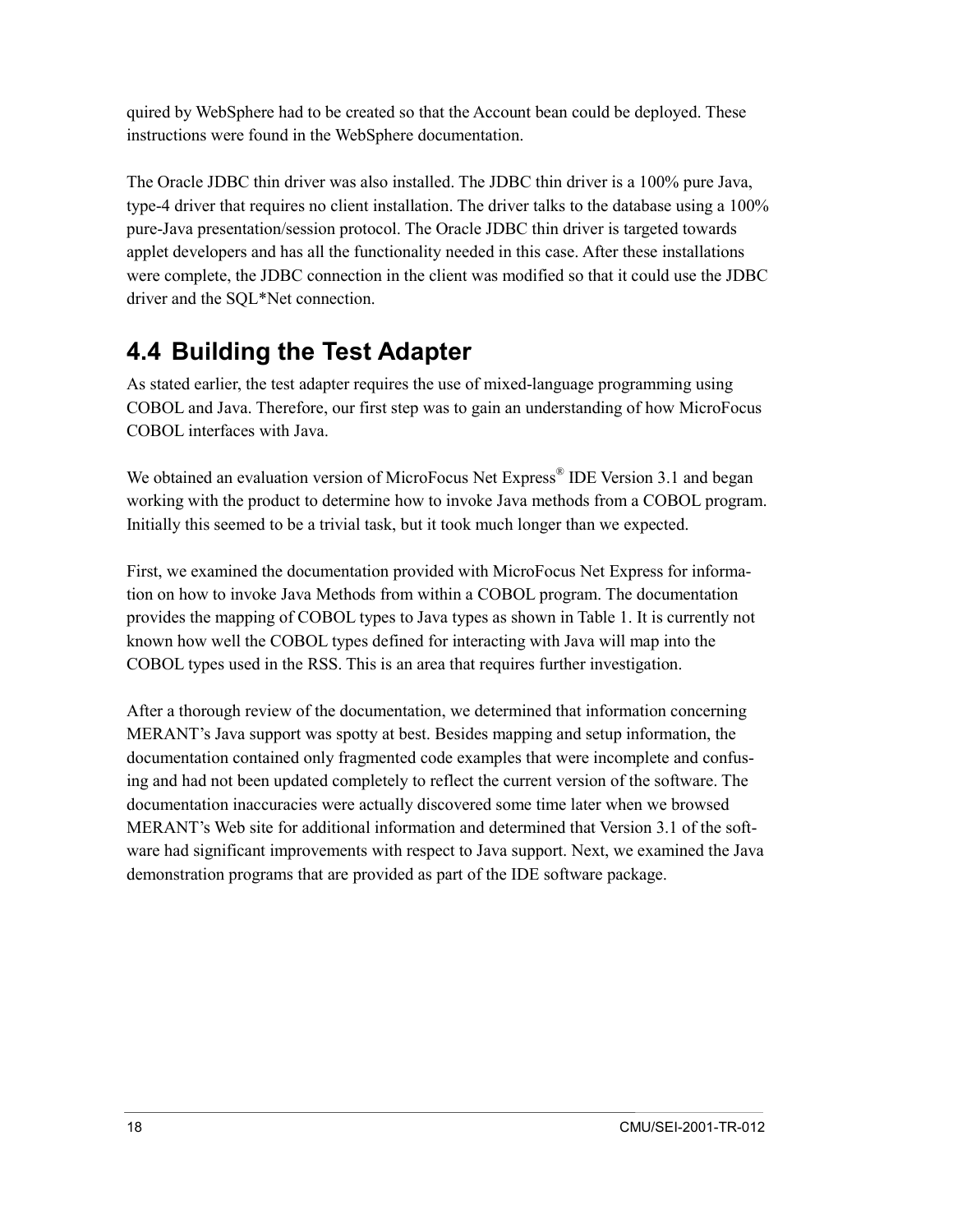quired by WebSphere had to be created so that the Account bean could be deployed. These instructions were found in the WebSphere documentation.

The Oracle JDBC thin driver was also installed. The JDBC thin driver is a 100% pure Java, type-4 driver that requires no client installation. The driver talks to the database using a 100% pure-Java presentation/session protocol. The Oracle JDBC thin driver is targeted towards applet developers and has all the functionality needed in this case. After these installations were complete, the JDBC connection in the client was modified so that it could use the JDBC driver and the SQL*Net connection.

## 4.4 Building the Test Adapter

As stated earlier, the test adapter requires the use of mixed-language programming using COBOL and Java. Therefore, our first step was to gain an understanding of how MicroFocus COBOL interfaces with Java.

We obtained an evaluation version of MicroFocus Net Express® IDE Version 3.1 and began working with the product to determine how to invoke Java methods from a COBOL program. Initially this seemed to be a trivial task, but it took much longer than we expected.

First, we examined the documentation provided with MicroFocus Net Express for information on how to invoke Java Methods from within a COBOL program. The documentation provides the mapping of COBOL types to Java types as shown in Table 1. It is currently not known how well the COBOL types defined for interacting with Java will map into the COBOL types used in the RSS. This is an area that requires further investigation.

After a thorough review of the documentation, we determined that information concerning MERANT's Java support was spotty at best. Besides mapping and setup information, the documentation contained only fragmented code examples that were incomplete and confusing and had not been updated completely to reflect the current version of the software. The documentation inaccuracies were actually discovered some time later when we browsed MERANT's Web site for additional information and determined that Version 3.1 of the software had significant improvements with respect to Java support. Next, we examined the Java demonstration programs that are provided as part of the IDE software package.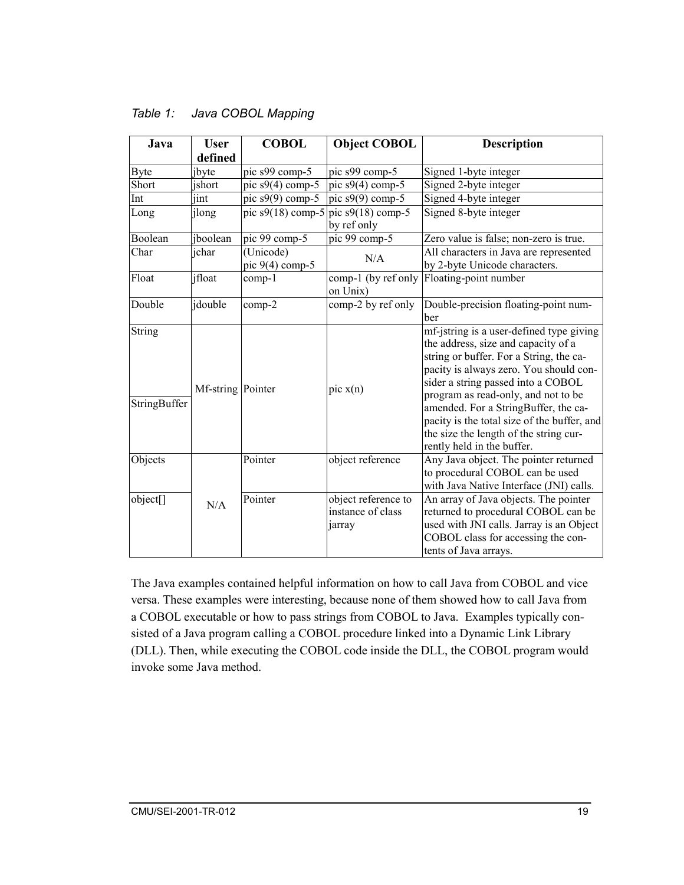*Table 1: Java COBOL Mapping*

| Java | User defined | COBOL | Object COBOL | Description |
|---|---|---|---|---|
| Byte | jbyte | pic s99 comp-5 | pic s99 comp-5 | Signed 1-byte integer |
| Short | jshort | pic s9(4) comp-5 | pic s9(4) comp-5 | Signed 2-byte integer |
| Int | jint | pic s9(9) comp-5 | pic s9(9) comp-5 | Signed 4-byte integer |
| Long | jlong | pic s9(18) comp-5 | pic s9(18) comp-5 by ref only | Signed 8-byte integer |
| Boolean | jboolean | pic 99 comp-5 | pic 99 comp-5 | Zero value is false; non-zero is true. |
| Char | jchar | (Unicode) pic 9(4) comp-5 | N/A | All characters in Java are represented by 2-byte Unicode characters. |
| Float | jfloat | comp-1 | comp-1 (by ref only on Unix) | Floating-point number |
| Double | jdouble | comp-2 | comp-2 by ref only | Double-precision floating-point number |
| String<br><br>StringBuffer | Mf-string | Pointer | pic x(n) | mf-jstring is a user-defined type giving the address, size and capacity of a string or buffer. For a String, the capacity is always zero. You should consider a string passed into a COBOL program as read-only, and not to be amended. For a StringBuffer, the capacity is the total size of the buffer, and the size the length of the string currently held in the buffer. |
| Objects | N/A | Pointer | object reference | Any Java object. The pointer returned to procedural COBOL can be used with Java Native Interface (JNI) calls. |
| object[] | | Pointer | object reference to instance of class jarray | An array of Java objects. The pointer returned to procedural COBOL can be used with JNI calls. Jarray is an Object COBOL class for accessing the contents of Java arrays. |

The Java examples contained helpful information on how to call Java from COBOL and vice versa. These examples were interesting, because none of them showed how to call Java from a COBOL executable or how to pass strings from COBOL to Java. Examples typically consisted of a Java program calling a COBOL procedure linked into a Dynamic Link Library (DLL). Then, while executing the COBOL code inside the DLL, the COBOL program would invoke some Java method.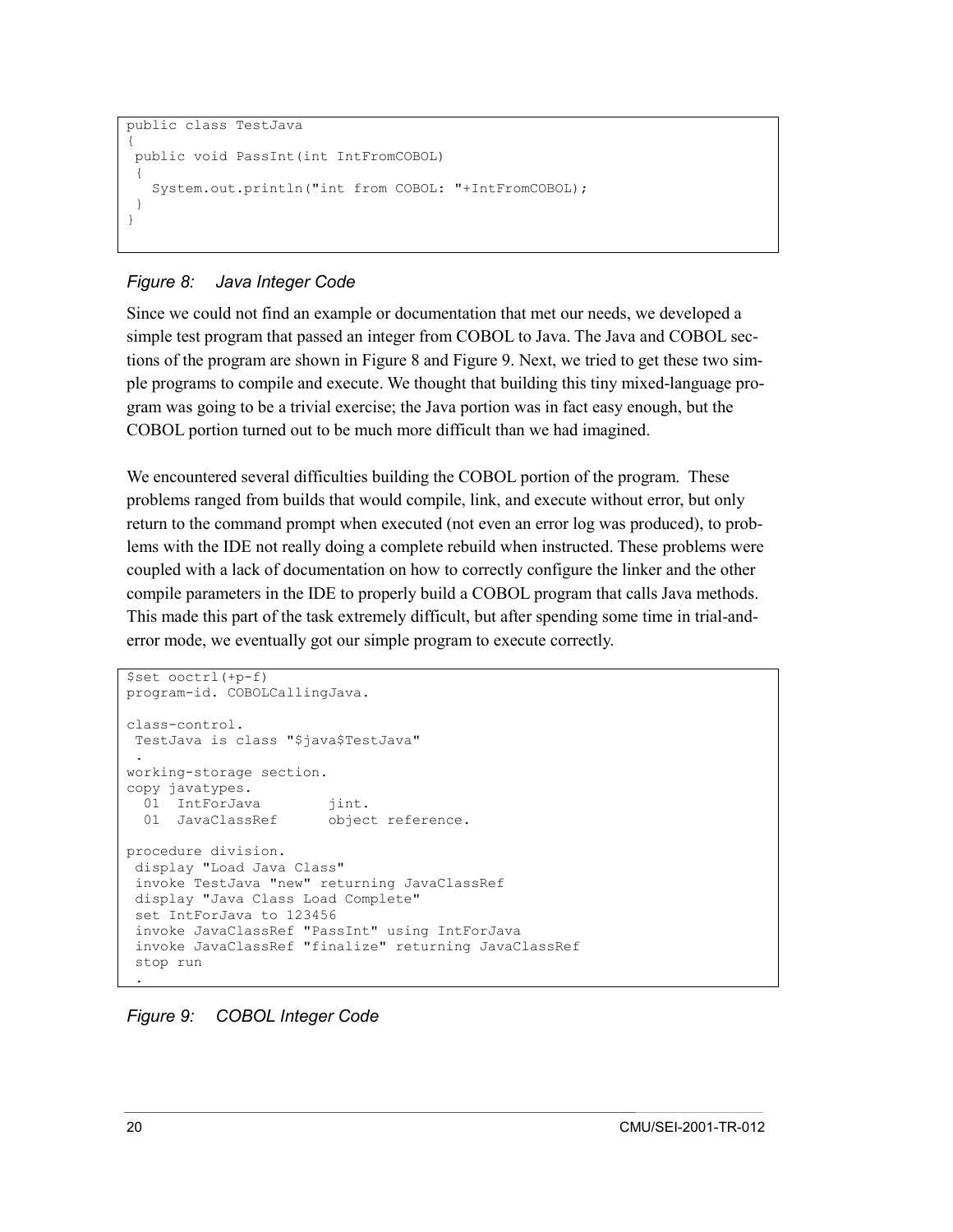```
public class TestJava
{
 public void PassInt(int IntFromCOBOL)
 {
   System.out.println("int from COBOL: "+IntFromCOBOL);
 }
}
```

*Figure 8: Java Integer Code*

Since we could not find an example or documentation that met our needs, we developed a simple test program that passed an integer from COBOL to Java. The Java and COBOL sections of the program are shown in Figure 8 and Figure 9. Next, we tried to get these two simple programs to compile and execute. We thought that building this tiny mixed-language program was going to be a trivial exercise; the Java portion was in fact easy enough, but the COBOL portion turned out to be much more difficult than we had imagined.

We encountered several difficulties building the COBOL portion of the program. These problems ranged from builds that would compile, link, and execute without error, but only return to the command prompt when executed (not even an error log was produced), to problems with the IDE not really doing a complete rebuild when instructed. These problems were coupled with a lack of documentation on how to correctly configure the linker and the other compile parameters in the IDE to properly build a COBOL program that calls Java methods. This made this part of the task extremely difficult, but after spending some time in trial-and-error mode, we eventually got our simple program to execute correctly.

```
$set ooctrl(+p-f)
program-id. COBOLCallingJava.

class-control.
 TestJava is class "$java$TestJava"
 .
working-storage section.
copy javatypes.
  01  IntForJava        jint.
  01  JavaClassRef      object reference.

procedure division.
 display "Load Java Class"
 invoke TestJava "new" returning JavaClassRef
 display "Java Class Load Complete"
 set IntForJava to 123456
 invoke JavaClassRef "PassInt" using IntForJava
 invoke JavaClassRef "finalize" returning JavaClassRef
 stop run
 .
```

*Figure 9: COBOL Integer Code*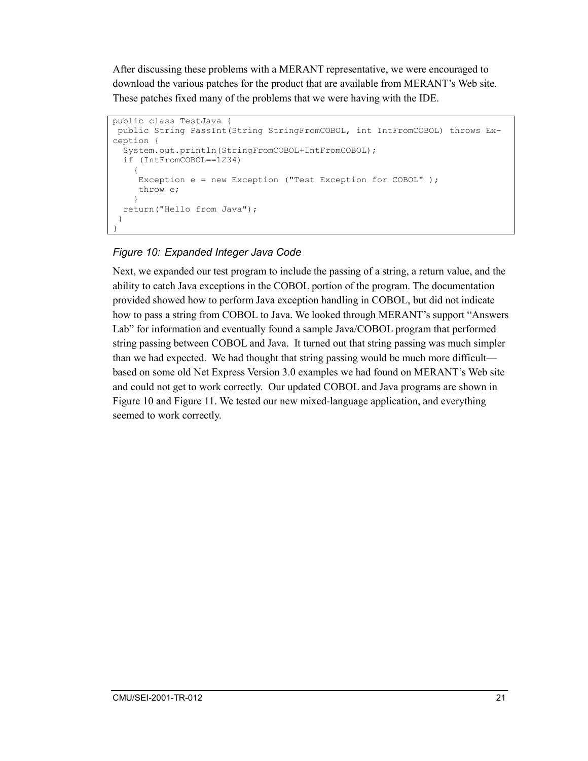After discussing these problems with a MERANT representative, we were encouraged to download the various patches for the product that are available from MERANT's Web site. These patches fixed many of the problems that we were having with the IDE.

```
public class TestJava {
 public String PassInt(String StringFromCOBOL, int IntFromCOBOL) throws Ex-
ception {
  System.out.println(StringFromCOBOL+IntFromCOBOL);
  if (IntFromCOBOL==1234)
    {
     Exception e = new Exception ("Test Exception for COBOL" );
     throw e;
    }
  return("Hello from Java");
 }
}
```

*Figure 10: Expanded Integer Java Code*

Next, we expanded our test program to include the passing of a string, a return value, and the ability to catch Java exceptions in the COBOL portion of the program. The documentation provided showed how to perform Java exception handling in COBOL, but did not indicate how to pass a string from COBOL to Java. We looked through MERANT's support "Answers Lab" for information and eventually found a sample Java/COBOL program that performed string passing between COBOL and Java. It turned out that string passing was much simpler than we had expected. We had thought that string passing would be much more difficult—based on some old Net Express Version 3.0 examples we had found on MERANT's Web site and could not get to work correctly. Our updated COBOL and Java programs are shown in Figure 10 and Figure 11. We tested our new mixed-language application, and everything seemed to work correctly.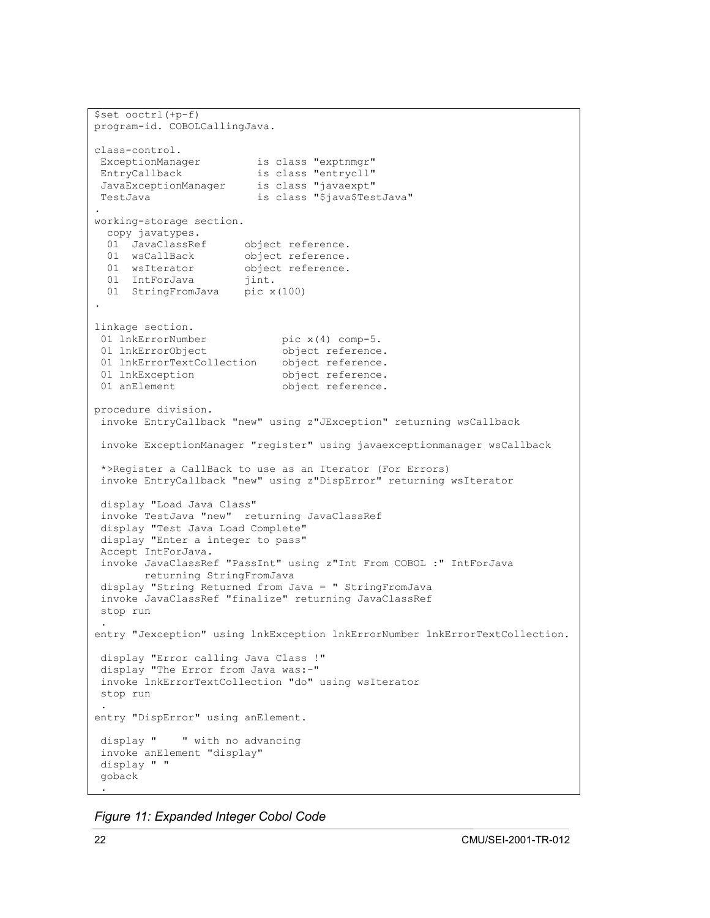```
$set ooctrl(+p-f)
program-id. COBOLCallingJava.

class-control.
 ExceptionManager         is class "exptnmgr"
 EntryCallback            is class "entrycll"
 JavaExceptionManager     is class "javaexpt"
 TestJava                 is class "$java$TestJava"
.
working-storage section.
  copy javatypes.
  01  JavaClassRef      object reference.
  01  wsCallBack        object reference.
  01  wsIterator        object reference.
  01  IntForJava        jint.
  01  StringFromJava    pic x(100)
.

linkage section.
 01 lnkErrorNumber            pic x(4) comp-5.
 01 lnkErrorObject            object reference.
 01 lnkErrorTextCollection    object reference.
 01 lnkException              object reference.
 01 anElement                 object reference.

procedure division.
 invoke EntryCallback "new" using z"JException" returning wsCallback

 invoke ExceptionManager "register" using javaexceptionmanager wsCallback

 *>Register a CallBack to use as an Iterator (For Errors)
 invoke EntryCallback "new" using z"DispError" returning wsIterator

 display "Load Java Class"
 invoke TestJava "new"  returning JavaClassRef
 display "Test Java Load Complete"
 display "Enter a integer to pass"
 Accept IntForJava.
 invoke JavaClassRef "PassInt" using z"Int From COBOL :" IntForJava
        returning StringFromJava
 display "String Returned from Java = " StringFromJava
 invoke JavaClassRef "finalize" returning JavaClassRef
 stop run
 .
entry "Jexception" using lnkException lnkErrorNumber lnkErrorTextCollection.

 display "Error calling Java Class !"
 display "The Error from Java was:-"
 invoke lnkErrorTextCollection "do" using wsIterator
 stop run
 .
entry "DispError" using anElement.

 display "    " with no advancing
 invoke anElement "display"
 display " "
 goback
 .
```

*Figure 11: Expanded Integer Cobol Code*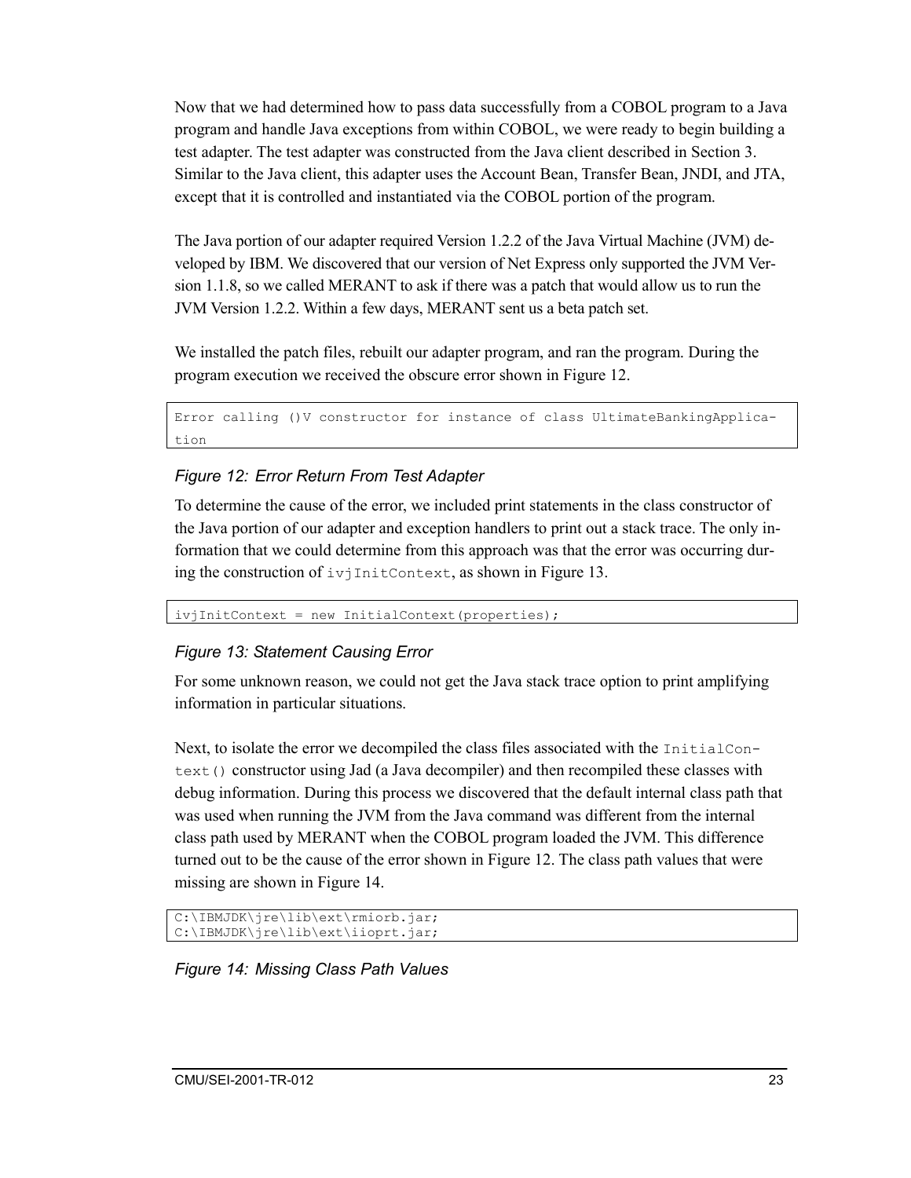Now that we had determined how to pass data successfully from a COBOL program to a Java program and handle Java exceptions from within COBOL, we were ready to begin building a test adapter. The test adapter was constructed from the Java client described in Section 3. Similar to the Java client, this adapter uses the Account Bean, Transfer Bean, JNDI, and JTA, except that it is controlled and instantiated via the COBOL portion of the program.

The Java portion of our adapter required Version 1.2.2 of the Java Virtual Machine (JVM) developed by IBM. We discovered that our version of Net Express only supported the JVM Version 1.1.8, so we called MERANT to ask if there was a patch that would allow us to run the JVM Version 1.2.2. Within a few days, MERANT sent us a beta patch set.

We installed the patch files, rebuilt our adapter program, and ran the program. During the program execution we received the obscure error shown in Figure 12.

```
Error calling ()V constructor for instance of class UltimateBankingApplication
```

*Figure 12: Error Return From Test Adapter*

To determine the cause of the error, we included print statements in the class constructor of the Java portion of our adapter and exception handlers to print out a stack trace. The only information that we could determine from this approach was that the error was occurring during the construction of `ivjInitContext`, as shown in Figure 13.

```
ivjInitContext = new InitialContext(properties);
```

*Figure 13: Statement Causing Error*

For some unknown reason, we could not get the Java stack trace option to print amplifying information in particular situations.

Next, to isolate the error we decompiled the class files associated with the `InitialContext()` constructor using Jad (a Java decompiler) and then recompiled these classes with debug information. During this process we discovered that the default internal class path that was used when running the JVM from the Java command was different from the internal class path used by MERANT when the COBOL program loaded the JVM. This difference turned out to be the cause of the error shown in Figure 12. The class path values that were missing are shown in Figure 14.

```
C:\IBMJDK\jre\lib\ext\rmiorb.jar;
C:\IBMJDK\jre\lib\ext\iioprt.jar;
```

*Figure 14: Missing Class Path Values*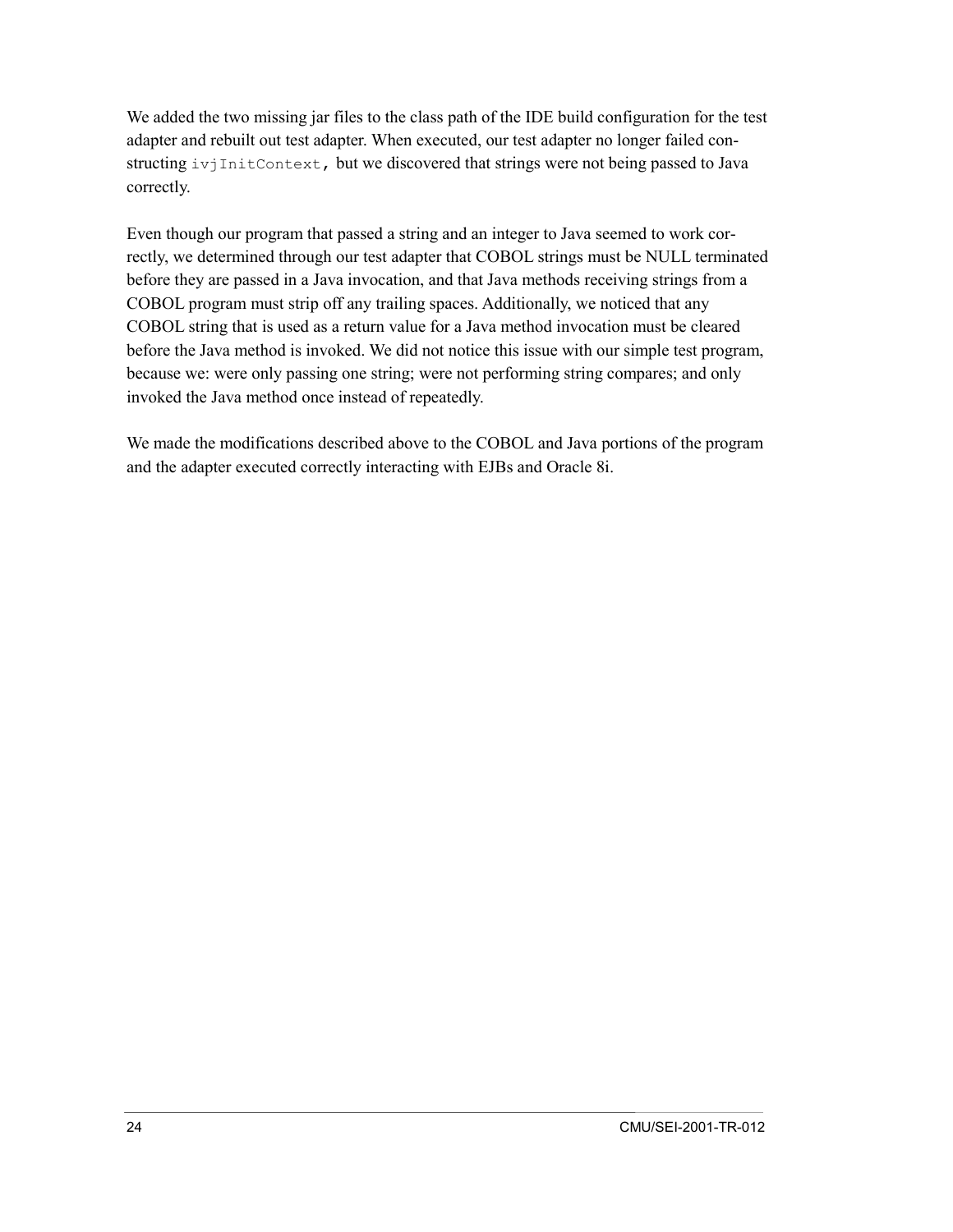We added the two missing jar files to the class path of the IDE build configuration for the test adapter and rebuilt out test adapter. When executed, our test adapter no longer failed constructing `ivjInitContext`, but we discovered that strings were not being passed to Java correctly.

Even though our program that passed a string and an integer to Java seemed to work correctly, we determined through our test adapter that COBOL strings must be NULL terminated before they are passed in a Java invocation, and that Java methods receiving strings from a COBOL program must strip off any trailing spaces. Additionally, we noticed that any COBOL string that is used as a return value for a Java method invocation must be cleared before the Java method is invoked. We did not notice this issue with our simple test program, because we: were only passing one string; were not performing string compares; and only invoked the Java method once instead of repeatedly.

We made the modifications described above to the COBOL and Java portions of the program and the adapter executed correctly interacting with EJBs and Oracle 8i.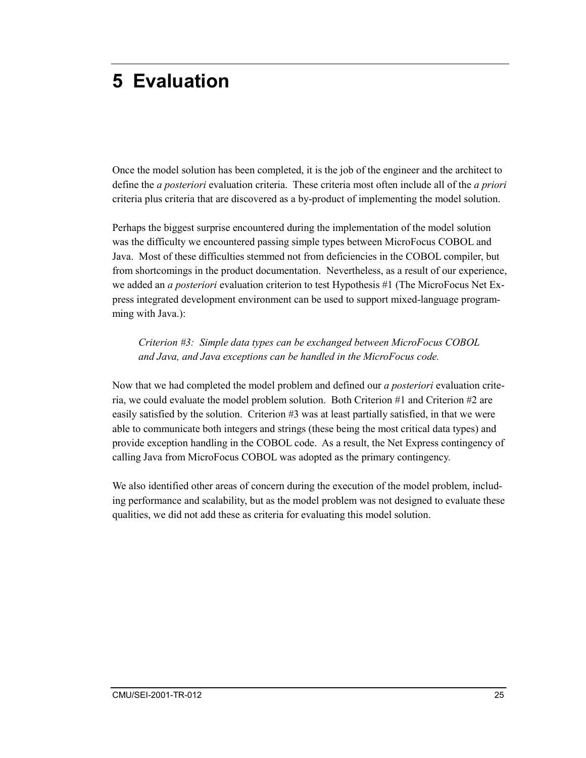# 5 Evaluation

Once the model solution has been completed, it is the job of the engineer and the architect to define the *a posteriori* evaluation criteria. These criteria most often include all of the *a priori* criteria plus criteria that are discovered as a by-product of implementing the model solution.

Perhaps the biggest surprise encountered during the implementation of the model solution was the difficulty we encountered passing simple types between MicroFocus COBOL and Java. Most of these difficulties stemmed not from deficiencies in the COBOL compiler, but from shortcomings in the product documentation. Nevertheless, as a result of our experience, we added an *a posteriori* evaluation criterion to test Hypothesis #1 (The MicroFocus Net Express integrated development environment can be used to support mixed-language programming with Java.):

> *Criterion #3: Simple data types can be exchanged between MicroFocus COBOL and Java, and Java exceptions can be handled in the MicroFocus code.*

Now that we had completed the model problem and defined our *a posteriori* evaluation criteria, we could evaluate the model problem solution. Both Criterion #1 and Criterion #2 are easily satisfied by the solution. Criterion #3 was at least partially satisfied, in that we were able to communicate both integers and strings (these being the most critical data types) and provide exception handling in the COBOL code. As a result, the Net Express contingency of calling Java from MicroFocus COBOL was adopted as the primary contingency.

We also identified other areas of concern during the execution of the model problem, including performance and scalability, but as the model problem was not designed to evaluate these qualities, we did not add these as criteria for evaluating this model solution.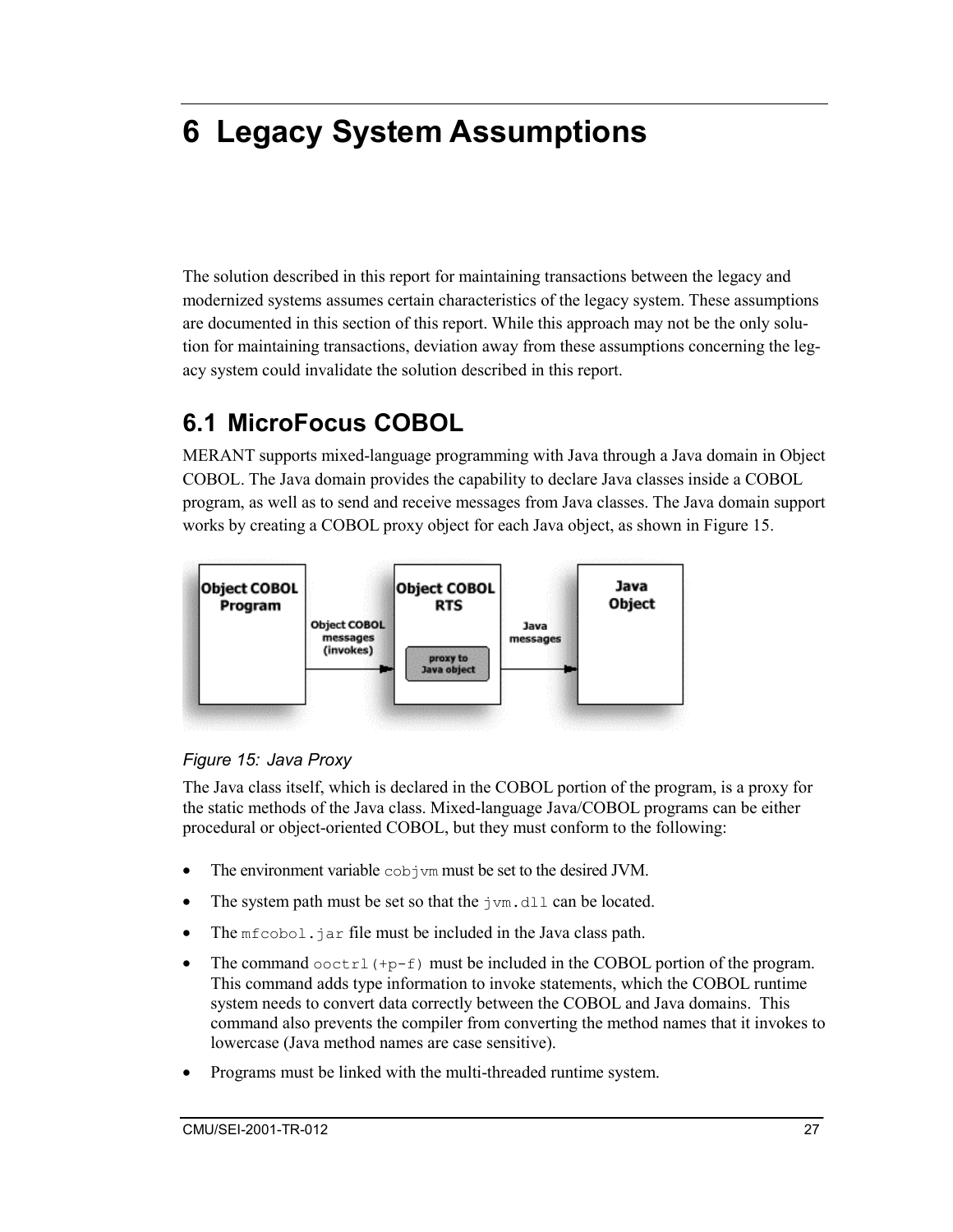# 6 Legacy System Assumptions

The solution described in this report for maintaining transactions between the legacy and modernized systems assumes certain characteristics of the legacy system. These assumptions are documented in this section of this report. While this approach may not be the only solution for maintaining transactions, deviation away from these assumptions concerning the legacy system could invalidate the solution described in this report.

## 6.1 MicroFocus COBOL

MERANT supports mixed-language programming with Java through a Java domain in Object COBOL. The Java domain provides the capability to declare Java classes inside a COBOL program, as well as to send and receive messages from Java classes. The Java domain support works by creating a COBOL proxy object for each Java object, as shown in Figure 15.

*Figure 15: Java Proxy*

The Java class itself, which is declared in the COBOL portion of the program, is a proxy for the static methods of the Java class. Mixed-language Java/COBOL programs can be either procedural or object-oriented COBOL, but they must conform to the following:

- The environment variable `cobjvm` must be set to the desired JVM.
- The system path must be set so that the `jvm.dll` can be located.
- The `mfcobol.jar` file must be included in the Java class path.
- The command `ooctrl(+p-f)` must be included in the COBOL portion of the program. This command adds type information to invoke statements, which the COBOL runtime system needs to convert data correctly between the COBOL and Java domains. This command also prevents the compiler from converting the method names that it invokes to lowercase (Java method names are case sensitive).
- Programs must be linked with the multi-threaded runtime system.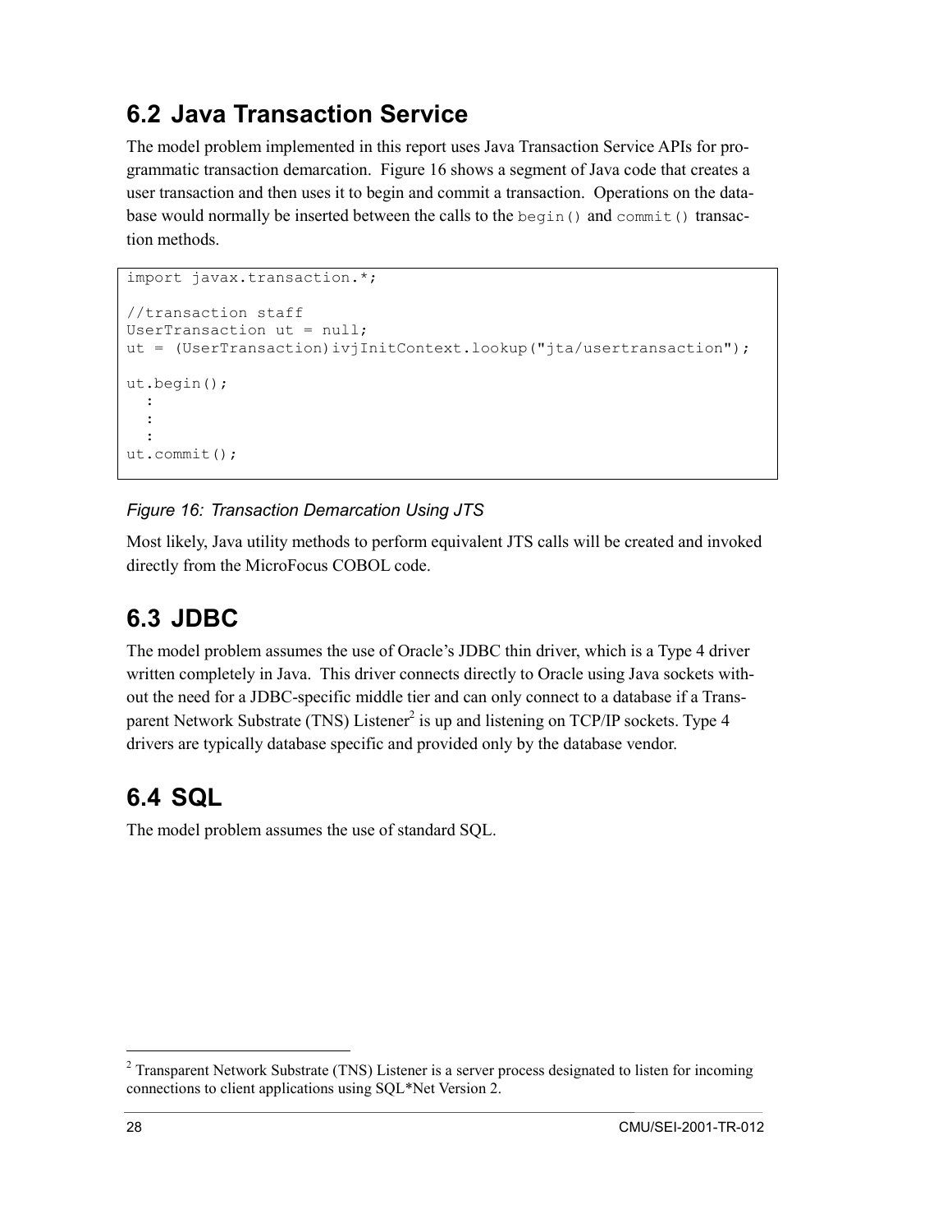## 6.2 Java Transaction Service

The model problem implemented in this report uses Java Transaction Service APIs for programmatic transaction demarcation. Figure 16 shows a segment of Java code that creates a user transaction and then uses it to begin and commit a transaction. Operations on the database would normally be inserted between the calls to the `begin()` and `commit()` transaction methods.

```
import javax.transaction.*;

//transaction staff
UserTransaction ut = null;
ut = (UserTransaction)ivjInitContext.lookup("jta/usertransaction");

ut.begin();
  :
  :
  :
ut.commit();
```

*Figure 16: Transaction Demarcation Using JTS*

Most likely, Java utility methods to perform equivalent JTS calls will be created and invoked directly from the MicroFocus COBOL code.

## 6.3 JDBC

The model problem assumes the use of Oracle's JDBC thin driver, which is a Type 4 driver written completely in Java. This driver connects directly to Oracle using Java sockets without the need for a JDBC-specific middle tier and can only connect to a database if a Transparent Network Substrate (TNS) Listener[2] is up and listening on TCP/IP sockets. Type 4 drivers are typically database specific and provided only by the database vendor.

## 6.4 SQL

The model problem assumes the use of standard SQL.

---

[2] Transparent Network Substrate (TNS) Listener is a server process designated to listen for incoming connections to client applications using SQL*Net Version 2.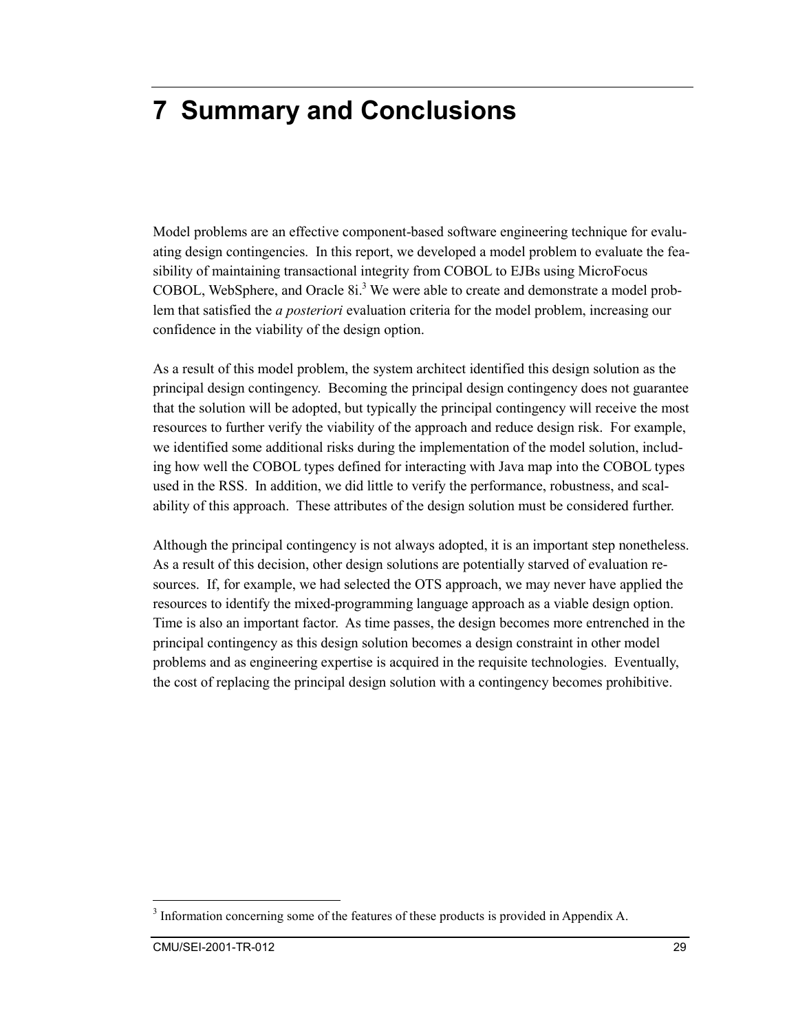# 7 Summary and Conclusions

Model problems are an effective component-based software engineering technique for evaluating design contingencies. In this report, we developed a model problem to evaluate the feasibility of maintaining transactional integrity from COBOL to EJBs using MicroFocus COBOL, WebSphere, and Oracle 8i.[3] We were able to create and demonstrate a model problem that satisfied the *a posteriori* evaluation criteria for the model problem, increasing our confidence in the viability of the design option.

As a result of this model problem, the system architect identified this design solution as the principal design contingency. Becoming the principal design contingency does not guarantee that the solution will be adopted, but typically the principal contingency will receive the most resources to further verify the viability of the approach and reduce design risk. For example, we identified some additional risks during the implementation of the model solution, including how well the COBOL types defined for interacting with Java map into the COBOL types used in the RSS. In addition, we did little to verify the performance, robustness, and scalability of this approach. These attributes of the design solution must be considered further.

Although the principal contingency is not always adopted, it is an important step nonetheless. As a result of this decision, other design solutions are potentially starved of evaluation resources. If, for example, we had selected the OTS approach, we may never have applied the resources to identify the mixed-programming language approach as a viable design option. Time is also an important factor. As time passes, the design becomes more entrenched in the principal contingency as this design solution becomes a design constraint in other model problems and as engineering expertise is acquired in the requisite technologies. Eventually, the cost of replacing the principal design solution with a contingency becomes prohibitive.

[3] Information concerning some of the features of these products is provided in Appendix A.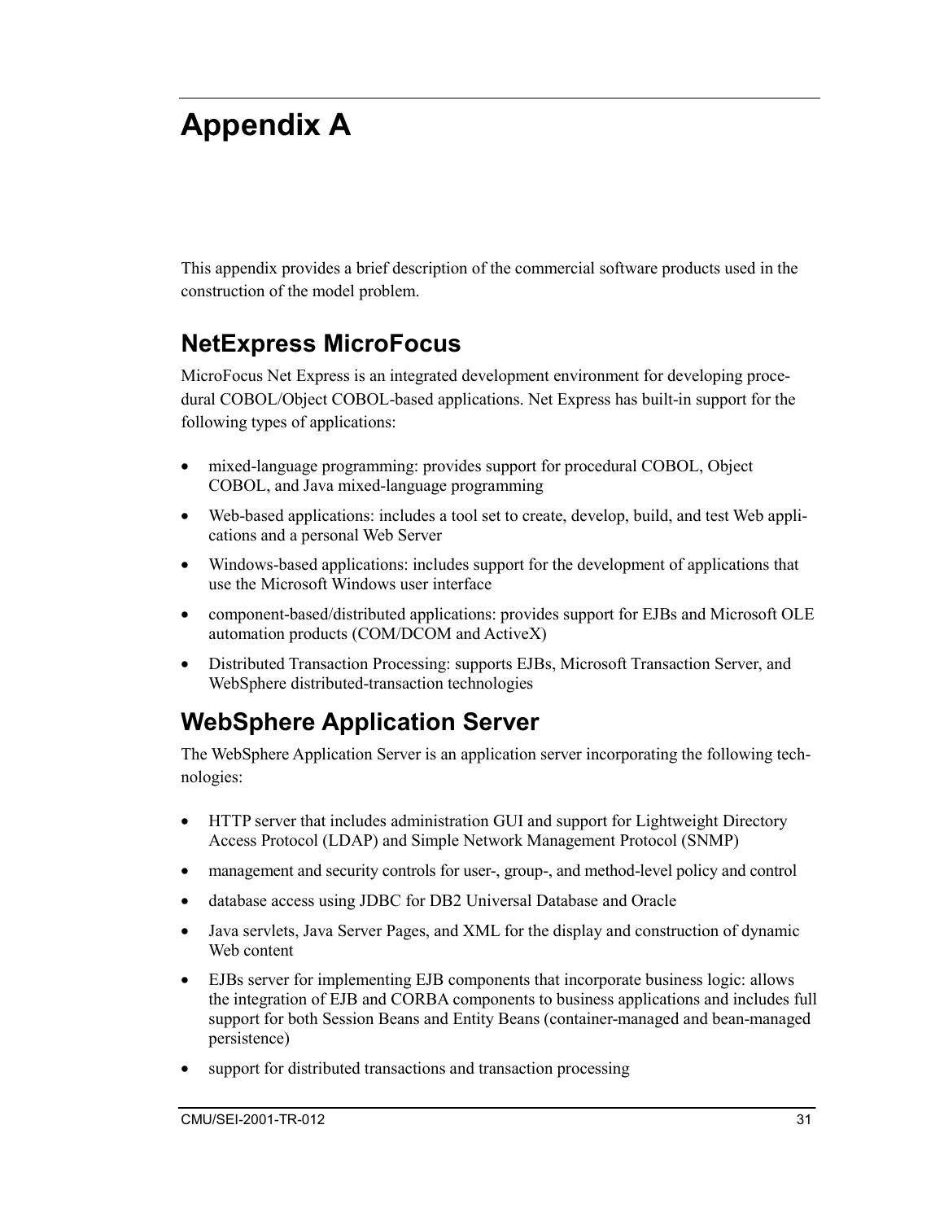# Appendix A

This appendix provides a brief description of the commercial software products used in the construction of the model problem.

## NetExpress MicroFocus

MicroFocus Net Express is an integrated development environment for developing procedural COBOL/Object COBOL-based applications. Net Express has built-in support for the following types of applications:

- mixed-language programming: provides support for procedural COBOL, Object COBOL, and Java mixed-language programming
- Web-based applications: includes a tool set to create, develop, build, and test Web applications and a personal Web Server
- Windows-based applications: includes support for the development of applications that use the Microsoft Windows user interface
- component-based/distributed applications: provides support for EJBs and Microsoft OLE automation products (COM/DCOM and ActiveX)
- Distributed Transaction Processing: supports EJBs, Microsoft Transaction Server, and WebSphere distributed-transaction technologies

## WebSphere Application Server

The WebSphere Application Server is an application server incorporating the following technologies:

- HTTP server that includes administration GUI and support for Lightweight Directory Access Protocol (LDAP) and Simple Network Management Protocol (SNMP)
- management and security controls for user-, group-, and method-level policy and control
- database access using JDBC for DB2 Universal Database and Oracle
- Java servlets, Java Server Pages, and XML for the display and construction of dynamic Web content
- EJBs server for implementing EJB components that incorporate business logic: allows the integration of EJB and CORBA components to business applications and includes full support for both Session Beans and Entity Beans (container-managed and bean-managed persistence)
- support for distributed transactions and transaction processing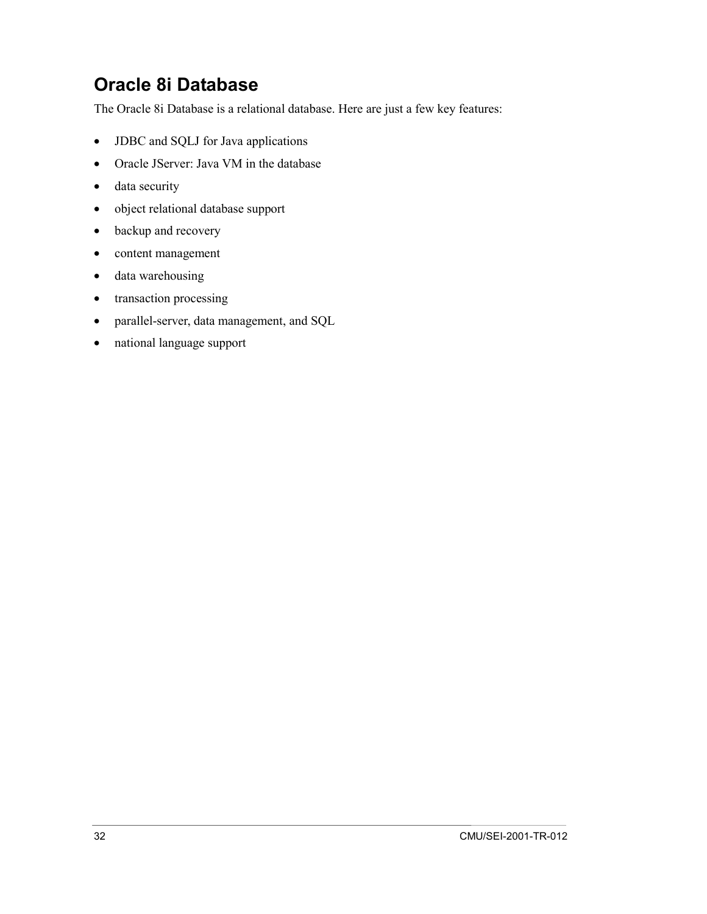## Oracle 8i Database

The Oracle 8i Database is a relational database. Here are just a few key features:

- JDBC and SQLJ for Java applications
- Oracle JServer: Java VM in the database
- data security
- object relational database support
- backup and recovery
- content management
- data warehousing
- transaction processing
- parallel-server, data management, and SQL
- national language support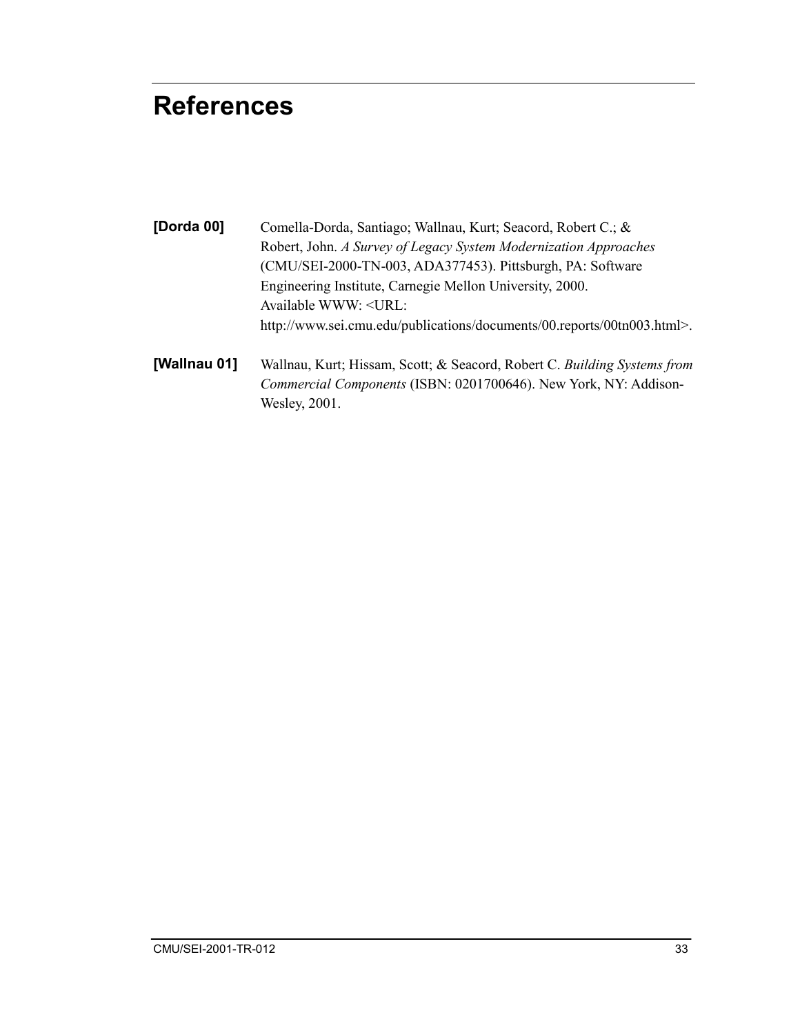# References

**[Dorda 00]** Comella-Dorda, Santiago; Wallnau, Kurt; Seacord, Robert C.; & Robert, John. *A Survey of Legacy System Modernization Approaches* (CMU/SEI-2000-TN-003, ADA377453). Pittsburgh, PA: Software Engineering Institute, Carnegie Mellon University, 2000. Available WWW: <URL: http://www.sei.cmu.edu/publications/documents/00.reports/00tn003.html>.

**[Wallnau 01]** Wallnau, Kurt; Hissam, Scott; & Seacord, Robert C. *Building Systems from Commercial Components* (ISBN: 0201700646). New York, NY: Addison-Wesley, 2001.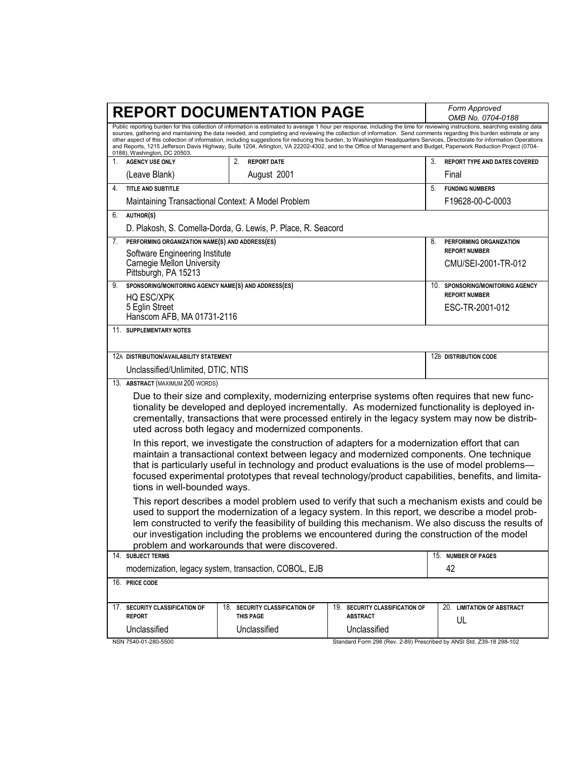# REPORT DOCUMENTATION PAGE

*Form Approved*
*OMB No. 0704-0188*

Public reporting burden for this collection of information is estimated to average 1 hour per response, including the time for reviewing instructions, searching existing data sources, gathering and maintaining the data needed, and completing and reviewing the collection of information. Send comments regarding this burden estimate or any other aspect of this collection of information, including suggestions for reducing this burden, to Washington Headquarters Services, Directorate for information Operations and Reports, 1215 Jefferson Davis Highway, Suite 1204, Arlington, VA 22202-4302, and to the Office of Management and Budget, Paperwork Reduction Project (0704-0188), Washington, DC 20503.

| | | |
|---|---|---|
| 1. **AGENCY USE ONLY**<br>(Leave Blank) | 2. **REPORT DATE**<br>August 2001 | 3. **REPORT TYPE AND DATES COVERED**<br>Final |
| 4. **TITLE AND SUBTITLE**<br>Maintaining Transactional Context: A Model Problem | | 5. **FUNDING NUMBERS**<br>F19628-00-C-0003 |
| 6. **AUTHOR(S)**<br>D. Plakosh, S. Comella-Dorda, G. Lewis, P. Place, R. Seacord | | |
| 7. **PERFORMING ORGANIZATION NAME(S) AND ADDRESS(ES)**<br>Software Engineering Institute<br>Carnegie Mellon University<br>Pittsburgh, PA 15213 | | 8. **PERFORMING ORGANIZATION REPORT NUMBER**<br>CMU/SEI-2001-TR-012 |
| 9. **SPONSORING/MONITORING AGENCY NAME(S) AND ADDRESS(ES)**<br>HQ ESC/XPK<br>5 Eglin Street<br>Hanscom AFB, MA 01731-2116 | | 10. **SPONSORING/MONITORING AGENCY REPORT NUMBER**<br>ESC-TR-2001-012 |
| 11. **SUPPLEMENTARY NOTES** | | |
| 12A **DISTRIBUTION/AVAILABILITY STATEMENT**<br>Unclassified/Unlimited, DTIC, NTIS | | 12B **DISTRIBUTION CODE** |

13. **ABSTRACT** (MAXIMUM 200 WORDS)

Due to their size and complexity, modernizing enterprise systems often requires that new functionality be developed and deployed incrementally. As modernized functionality is deployed incrementally, transactions that were processed entirely in the legacy system may now be distributed across both legacy and modernized components.

In this report, we investigate the construction of adapters for a modernization effort that can maintain a transactional context between legacy and modernized components. One technique that is particularly useful in technology and product evaluations is the use of model problems—focused experimental prototypes that reveal technology/product capabilities, benefits, and limitations in well-bounded ways.

This report describes a model problem used to verify that such a mechanism exists and could be used to support the modernization of a legacy system. In this report, we describe a model problem constructed to verify the feasibility of building this mechanism. We also discuss the results of our investigation including the problems we encountered during the construction of the model problem and workarounds that were discovered.

| | | | |
|---|---|---|---|
| 14. **SUBJECT TERMS**<br>modernization, legacy system, transaction, COBOL, EJB | | | 15. **NUMBER OF PAGES**<br>42 |
| 16. **PRICE CODE** | | | |
| 17. **SECURITY CLASSIFICATION OF REPORT**<br>Unclassified | 18. **SECURITY CLASSIFICATION OF THIS PAGE**<br>Unclassified | 19. **SECURITY CLASSIFICATION OF ABSTRACT**<br>Unclassified | 20. **LIMITATION OF ABSTRACT**<br>UL |

NSN 7540-01-280-5500

Standard Form 298 (Rev. 2-89) Prescribed by ANSI Std. Z39-18 298-102